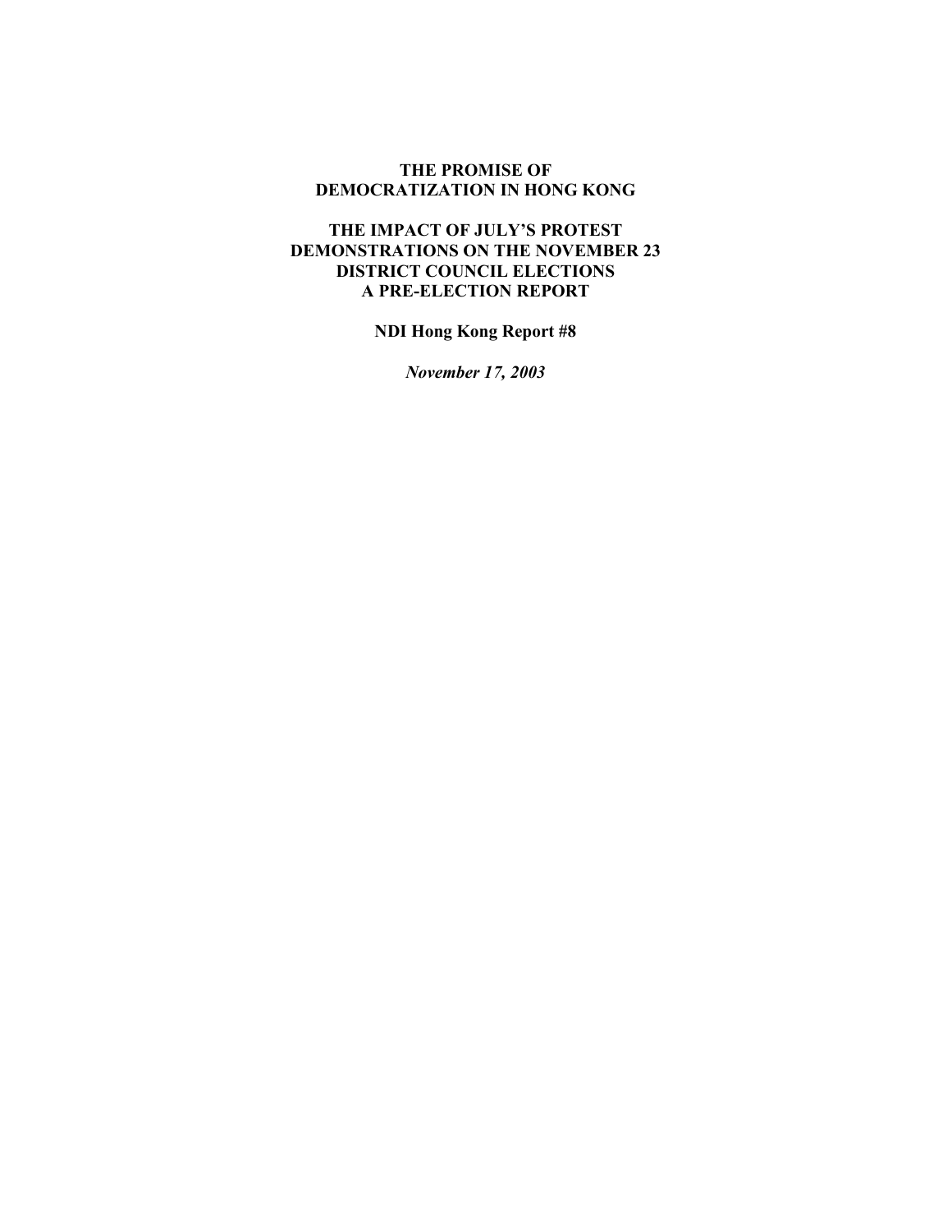# THE PROMISE OF DEMOCRATIZATION IN HONG KONG

## THE IMPACT OF JULY'S PROTEST DEMONSTRATIONS ON THE NOVEMBER 23 DISTRICT COUNCIL ELECTIONS A PRE-ELECTION REPORT

**NDI Hong Kong Report #8**

*November 17, 2003*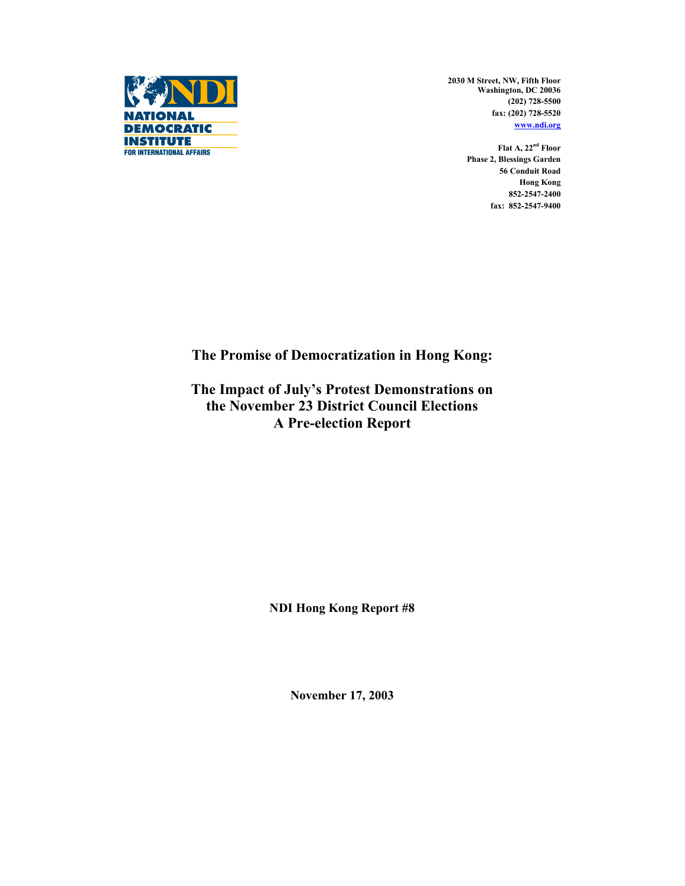**NATIONAL DEMOCRATIC INSTITUTE FOR INTERNATIONAL AFFAIRS**

**2030 M Street, NW, Fifth Floor**
**Washington, DC 20036**
**(202) 728-5500**
**fax: (202) 728-5520**
**www.ndi.org**

**Flat A, 22nd Floor**
**Phase 2, Blessings Garden**
**56 Conduit Road**
**Hong Kong**
**852-2547-2400**
**fax: 852-2547-9400**

# The Promise of Democratization in Hong Kong:

## The Impact of July's Protest Demonstrations on the November 23 District Council Elections A Pre-election Report

**NDI Hong Kong Report #8**

**November 17, 2003**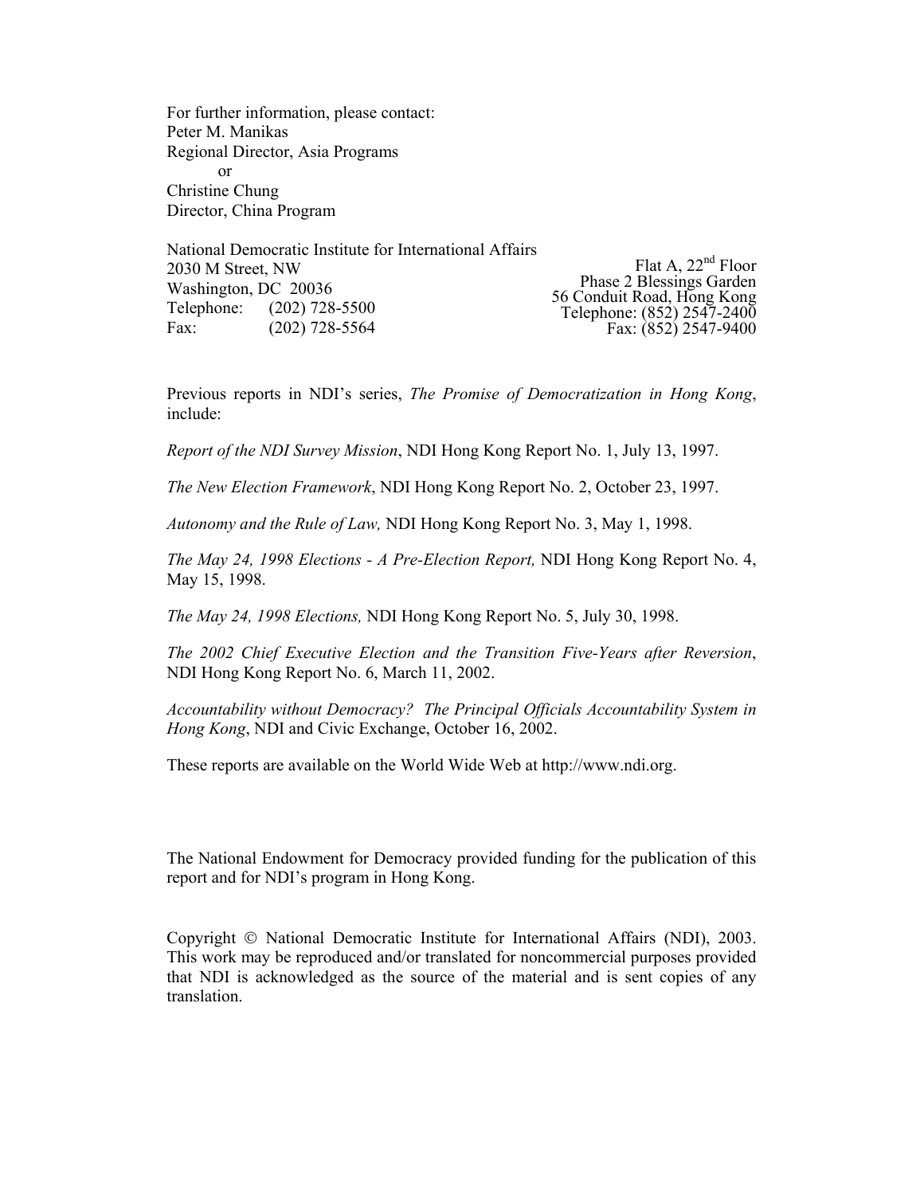For further information, please contact:
Peter M. Manikas
Regional Director, Asia Programs
or
Christine Chung
Director, China Program

National Democratic Institute for International Affairs
2030 M Street, NW
Washington, DC 20036
Telephone: (202) 728-5500
Fax: (202) 728-5564

Flat A, 22nd Floor
Phase 2 Blessings Garden
56 Conduit Road, Hong Kong
Telephone: (852) 2547-2400
Fax: (852) 2547-9400

Previous reports in NDI's series, *The Promise of Democratization in Hong Kong*, include:

*Report of the NDI Survey Mission*, NDI Hong Kong Report No. 1, July 13, 1997.

*The New Election Framework*, NDI Hong Kong Report No. 2, October 23, 1997.

*Autonomy and the Rule of Law,* NDI Hong Kong Report No. 3, May 1, 1998.

*The May 24, 1998 Elections - A Pre-Election Report,* NDI Hong Kong Report No. 4, May 15, 1998.

*The May 24, 1998 Elections,* NDI Hong Kong Report No. 5, July 30, 1998.

*The 2002 Chief Executive Election and the Transition Five-Years after Reversion*, NDI Hong Kong Report No. 6, March 11, 2002.

*Accountability without Democracy? The Principal Officials Accountability System in Hong Kong*, NDI and Civic Exchange, October 16, 2002.

These reports are available on the World Wide Web at http://www.ndi.org.

The National Endowment for Democracy provided funding for the publication of this report and for NDI's program in Hong Kong.

Copyright © National Democratic Institute for International Affairs (NDI), 2003. This work may be reproduced and/or translated for noncommercial purposes provided that NDI is acknowledged as the source of the material and is sent copies of any translation.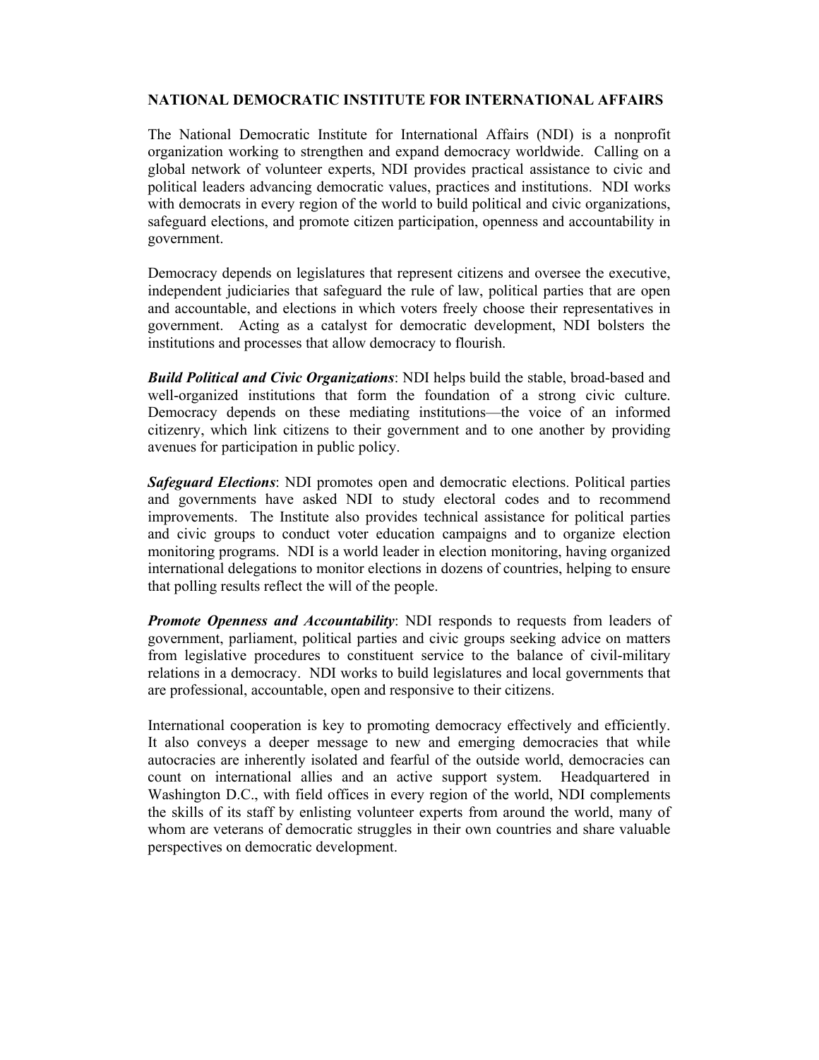## NATIONAL DEMOCRATIC INSTITUTE FOR INTERNATIONAL AFFAIRS

The National Democratic Institute for International Affairs (NDI) is a nonprofit organization working to strengthen and expand democracy worldwide. Calling on a global network of volunteer experts, NDI provides practical assistance to civic and political leaders advancing democratic values, practices and institutions. NDI works with democrats in every region of the world to build political and civic organizations, safeguard elections, and promote citizen participation, openness and accountability in government.

Democracy depends on legislatures that represent citizens and oversee the executive, independent judiciaries that safeguard the rule of law, political parties that are open and accountable, and elections in which voters freely choose their representatives in government. Acting as a catalyst for democratic development, NDI bolsters the institutions and processes that allow democracy to flourish.

***Build Political and Civic Organizations***: NDI helps build the stable, broad-based and well-organized institutions that form the foundation of a strong civic culture. Democracy depends on these mediating institutions—the voice of an informed citizenry, which link citizens to their government and to one another by providing avenues for participation in public policy.

***Safeguard Elections***: NDI promotes open and democratic elections. Political parties and governments have asked NDI to study electoral codes and to recommend improvements. The Institute also provides technical assistance for political parties and civic groups to conduct voter education campaigns and to organize election monitoring programs. NDI is a world leader in election monitoring, having organized international delegations to monitor elections in dozens of countries, helping to ensure that polling results reflect the will of the people.

***Promote Openness and Accountability***: NDI responds to requests from leaders of government, parliament, political parties and civic groups seeking advice on matters from legislative procedures to constituent service to the balance of civil-military relations in a democracy. NDI works to build legislatures and local governments that are professional, accountable, open and responsive to their citizens.

International cooperation is key to promoting democracy effectively and efficiently. It also conveys a deeper message to new and emerging democracies that while autocracies are inherently isolated and fearful of the outside world, democracies can count on international allies and an active support system. Headquartered in Washington D.C., with field offices in every region of the world, NDI complements the skills of its staff by enlisting volunteer experts from around the world, many of whom are veterans of democratic struggles in their own countries and share valuable perspectives on democratic development.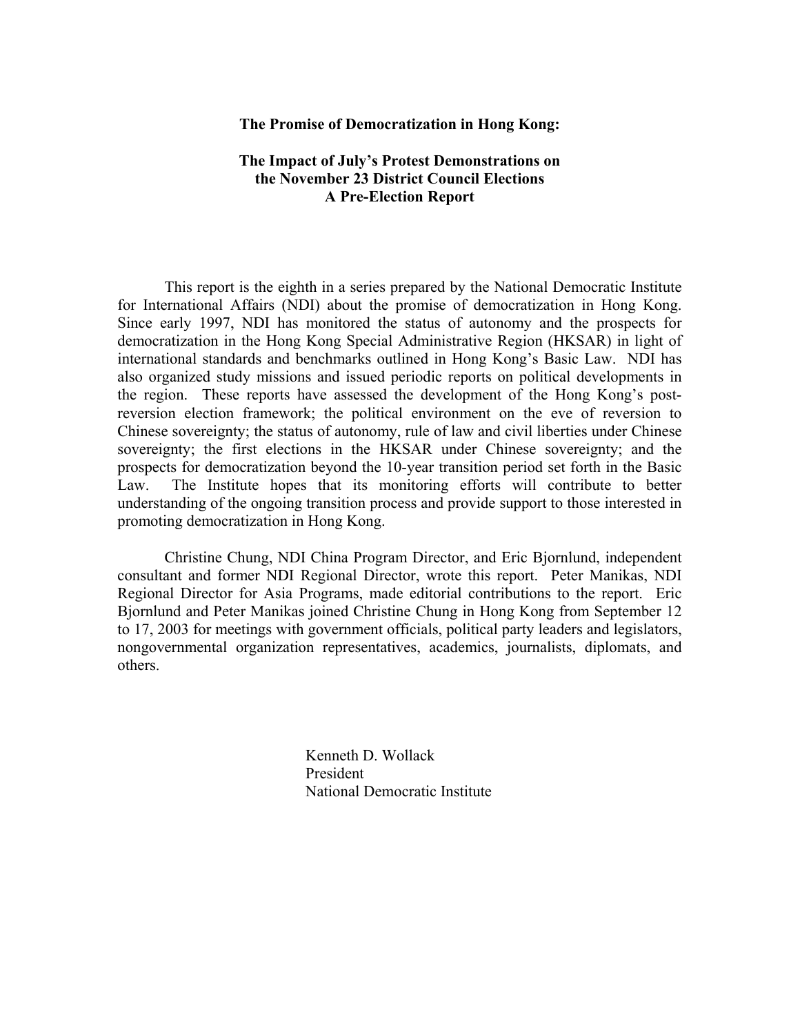**The Promise of Democratization in Hong Kong:**

**The Impact of July's Protest Demonstrations on the November 23 District Council Elections A Pre-Election Report**

This report is the eighth in a series prepared by the National Democratic Institute for International Affairs (NDI) about the promise of democratization in Hong Kong. Since early 1997, NDI has monitored the status of autonomy and the prospects for democratization in the Hong Kong Special Administrative Region (HKSAR) in light of international standards and benchmarks outlined in Hong Kong's Basic Law. NDI has also organized study missions and issued periodic reports on political developments in the region. These reports have assessed the development of the Hong Kong's post-reversion election framework; the political environment on the eve of reversion to Chinese sovereignty; the status of autonomy, rule of law and civil liberties under Chinese sovereignty; the first elections in the HKSAR under Chinese sovereignty; and the prospects for democratization beyond the 10-year transition period set forth in the Basic Law. The Institute hopes that its monitoring efforts will contribute to better understanding of the ongoing transition process and provide support to those interested in promoting democratization in Hong Kong.

Christine Chung, NDI China Program Director, and Eric Bjornlund, independent consultant and former NDI Regional Director, wrote this report. Peter Manikas, NDI Regional Director for Asia Programs, made editorial contributions to the report. Eric Bjornlund and Peter Manikas joined Christine Chung in Hong Kong from September 12 to 17, 2003 for meetings with government officials, political party leaders and legislators, nongovernmental organization representatives, academics, journalists, diplomats, and others.

Kenneth D. Wollack
President
National Democratic Institute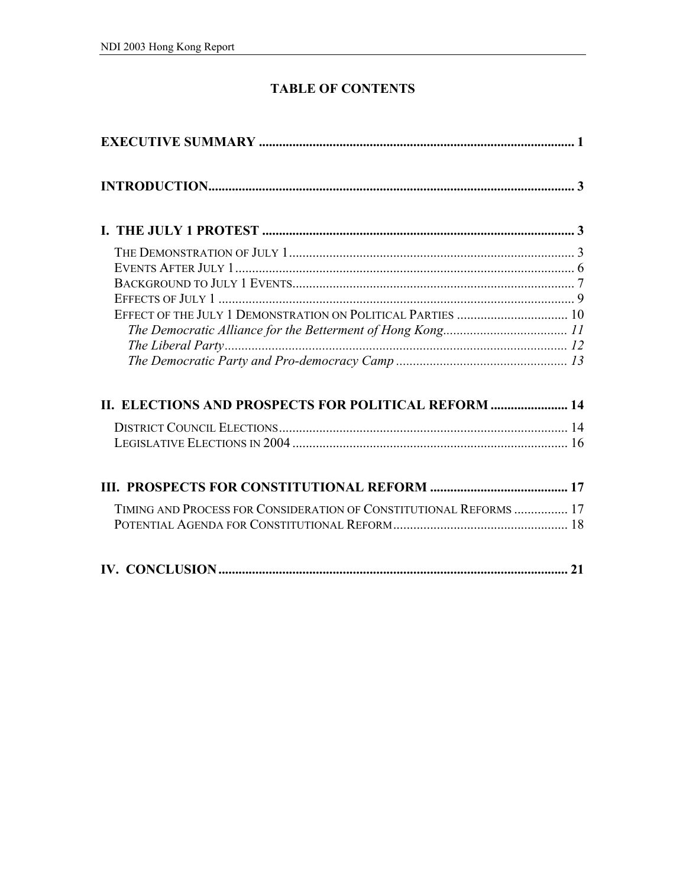# TABLE OF CONTENTS

**EXECUTIVE SUMMARY** .......................................................................................... 1

**INTRODUCTION**...................................................................................................... 3

**I. THE JULY 1 PROTEST** ...................................................................................... 3

THE DEMONSTRATION OF JULY 1 ........................................................................... 3
EVENTS AFTER JULY 1 ............................................................................................ 6
BACKGROUND TO JULY 1 EVENTS.......................................................................... 7
EFFECTS OF JULY 1 ................................................................................................ 9
EFFECT OF THE JULY 1 DEMONSTRATION ON POLITICAL PARTIES ............................ 10
*The Democratic Alliance for the Betterment of Hong Kong*.................................... *11*
*The Liberal Party*.................................................................................................. *12*
*The Democratic Party and Pro-democracy Camp* .................................................. *13*

**II. ELECTIONS AND PROSPECTS FOR POLITICAL REFORM** ...................... 14

DISTRICT COUNCIL ELECTIONS............................................................................. 14
LEGISLATIVE ELECTIONS IN 2004 .......................................................................... 16

**III. PROSPECTS FOR CONSTITUTIONAL REFORM** ........................................ 17

TIMING AND PROCESS FOR CONSIDERATION OF CONSTITUTIONAL REFORMS ............... 17
POTENTIAL AGENDA FOR CONSTITUTIONAL REFORM................................................ 18

**IV. CONCLUSION**.................................................................................................... 21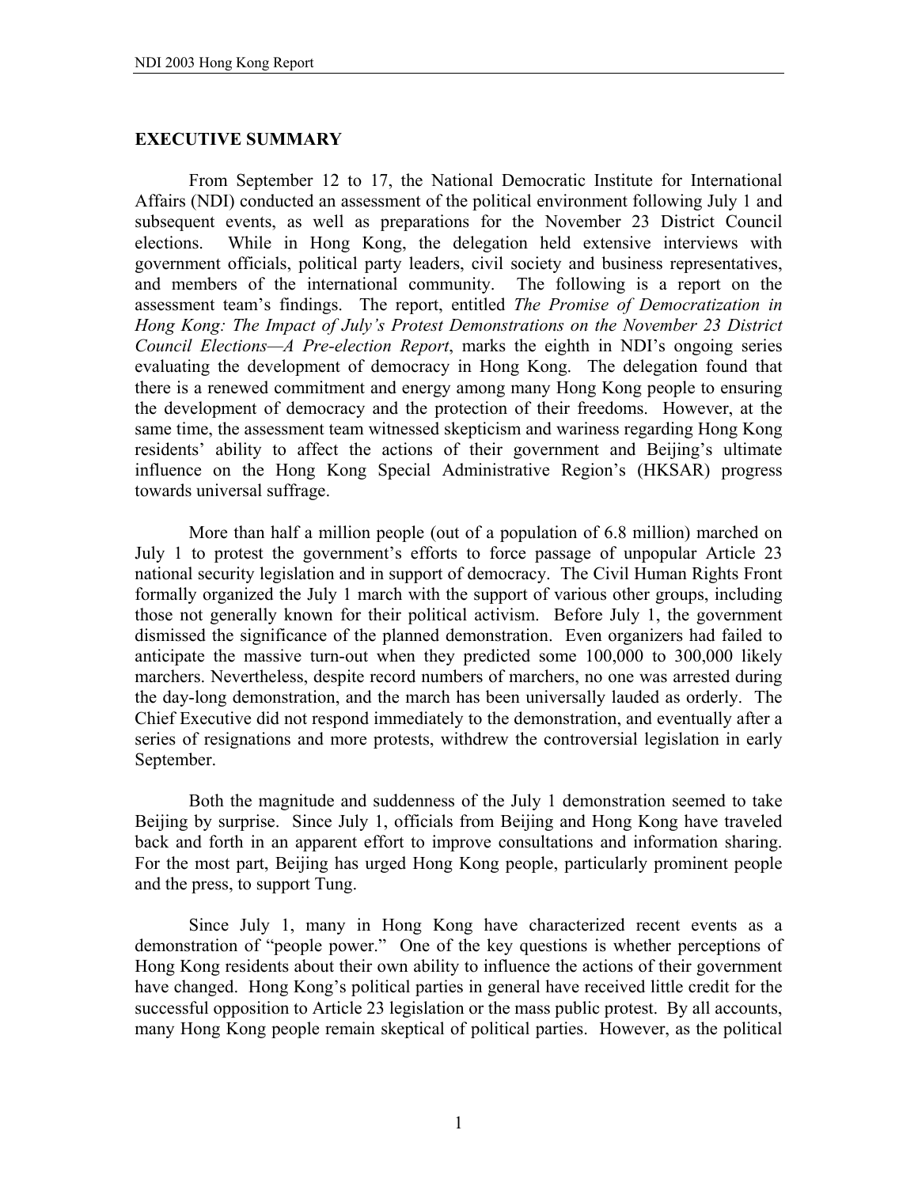## EXECUTIVE SUMMARY

From September 12 to 17, the National Democratic Institute for International Affairs (NDI) conducted an assessment of the political environment following July 1 and subsequent events, as well as preparations for the November 23 District Council elections. While in Hong Kong, the delegation held extensive interviews with government officials, political party leaders, civil society and business representatives, and members of the international community. The following is a report on the assessment team's findings. The report, entitled *The Promise of Democratization in Hong Kong: The Impact of July's Protest Demonstrations on the November 23 District Council Elections—A Pre-election Report*, marks the eighth in NDI's ongoing series evaluating the development of democracy in Hong Kong. The delegation found that there is a renewed commitment and energy among many Hong Kong people to ensuring the development of democracy and the protection of their freedoms. However, at the same time, the assessment team witnessed skepticism and wariness regarding Hong Kong residents' ability to affect the actions of their government and Beijing's ultimate influence on the Hong Kong Special Administrative Region's (HKSAR) progress towards universal suffrage.

More than half a million people (out of a population of 6.8 million) marched on July 1 to protest the government's efforts to force passage of unpopular Article 23 national security legislation and in support of democracy. The Civil Human Rights Front formally organized the July 1 march with the support of various other groups, including those not generally known for their political activism. Before July 1, the government dismissed the significance of the planned demonstration. Even organizers had failed to anticipate the massive turn-out when they predicted some 100,000 to 300,000 likely marchers. Nevertheless, despite record numbers of marchers, no one was arrested during the day-long demonstration, and the march has been universally lauded as orderly. The Chief Executive did not respond immediately to the demonstration, and eventually after a series of resignations and more protests, withdrew the controversial legislation in early September.

Both the magnitude and suddenness of the July 1 demonstration seemed to take Beijing by surprise. Since July 1, officials from Beijing and Hong Kong have traveled back and forth in an apparent effort to improve consultations and information sharing. For the most part, Beijing has urged Hong Kong people, particularly prominent people and the press, to support Tung.

Since July 1, many in Hong Kong have characterized recent events as a demonstration of "people power." One of the key questions is whether perceptions of Hong Kong residents about their own ability to influence the actions of their government have changed. Hong Kong's political parties in general have received little credit for the successful opposition to Article 23 legislation or the mass public protest. By all accounts, many Hong Kong people remain skeptical of political parties. However, as the political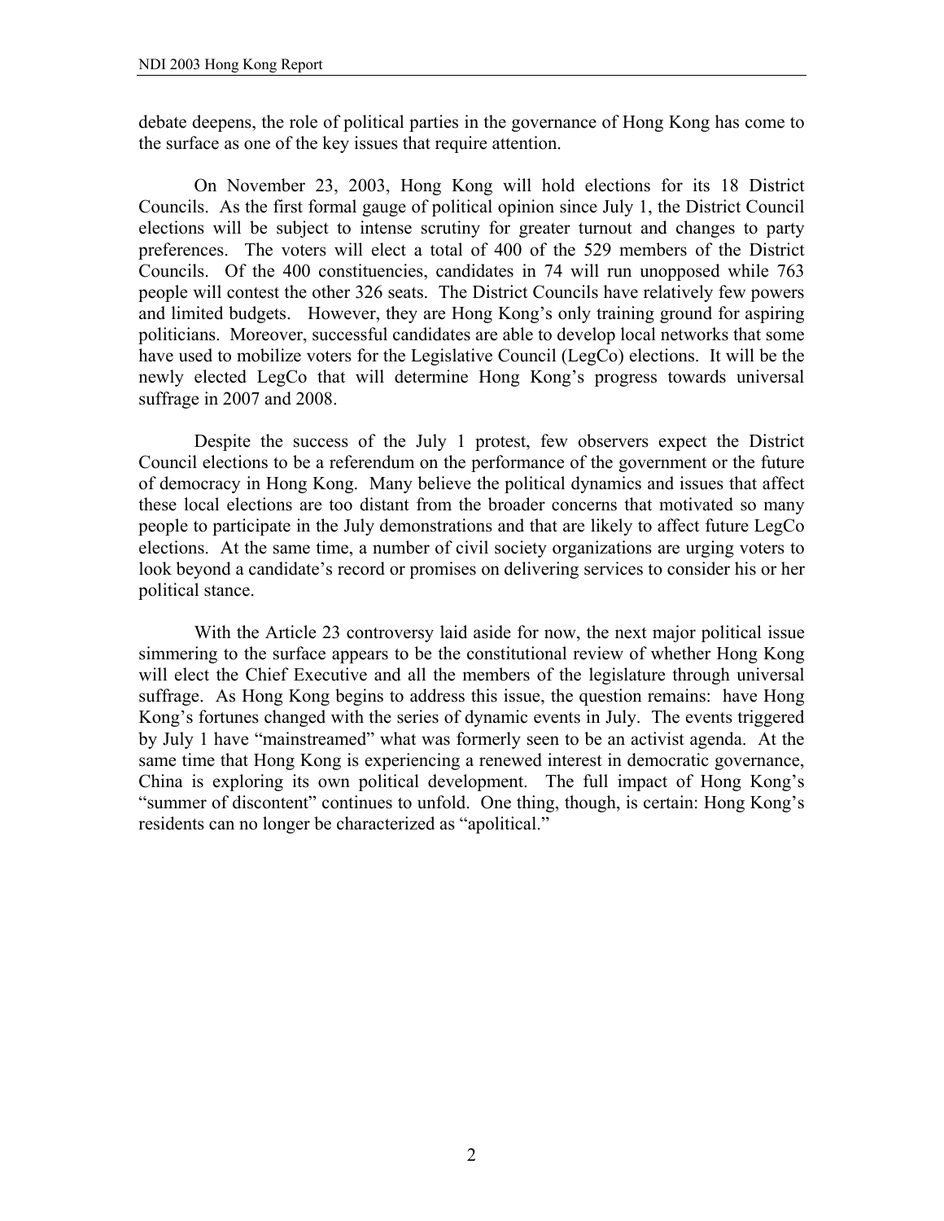debate deepens, the role of political parties in the governance of Hong Kong has come to the surface as one of the key issues that require attention.

On November 23, 2003, Hong Kong will hold elections for its 18 District Councils. As the first formal gauge of political opinion since July 1, the District Council elections will be subject to intense scrutiny for greater turnout and changes to party preferences. The voters will elect a total of 400 of the 529 members of the District Councils. Of the 400 constituencies, candidates in 74 will run unopposed while 763 people will contest the other 326 seats. The District Councils have relatively few powers and limited budgets. However, they are Hong Kong's only training ground for aspiring politicians. Moreover, successful candidates are able to develop local networks that some have used to mobilize voters for the Legislative Council (LegCo) elections. It will be the newly elected LegCo that will determine Hong Kong's progress towards universal suffrage in 2007 and 2008.

Despite the success of the July 1 protest, few observers expect the District Council elections to be a referendum on the performance of the government or the future of democracy in Hong Kong. Many believe the political dynamics and issues that affect these local elections are too distant from the broader concerns that motivated so many people to participate in the July demonstrations and that are likely to affect future LegCo elections. At the same time, a number of civil society organizations are urging voters to look beyond a candidate's record or promises on delivering services to consider his or her political stance.

With the Article 23 controversy laid aside for now, the next major political issue simmering to the surface appears to be the constitutional review of whether Hong Kong will elect the Chief Executive and all the members of the legislature through universal suffrage. As Hong Kong begins to address this issue, the question remains: have Hong Kong's fortunes changed with the series of dynamic events in July. The events triggered by July 1 have "mainstreamed" what was formerly seen to be an activist agenda. At the same time that Hong Kong is experiencing a renewed interest in democratic governance, China is exploring its own political development. The full impact of Hong Kong's "summer of discontent" continues to unfold. One thing, though, is certain: Hong Kong's residents can no longer be characterized as "apolitical."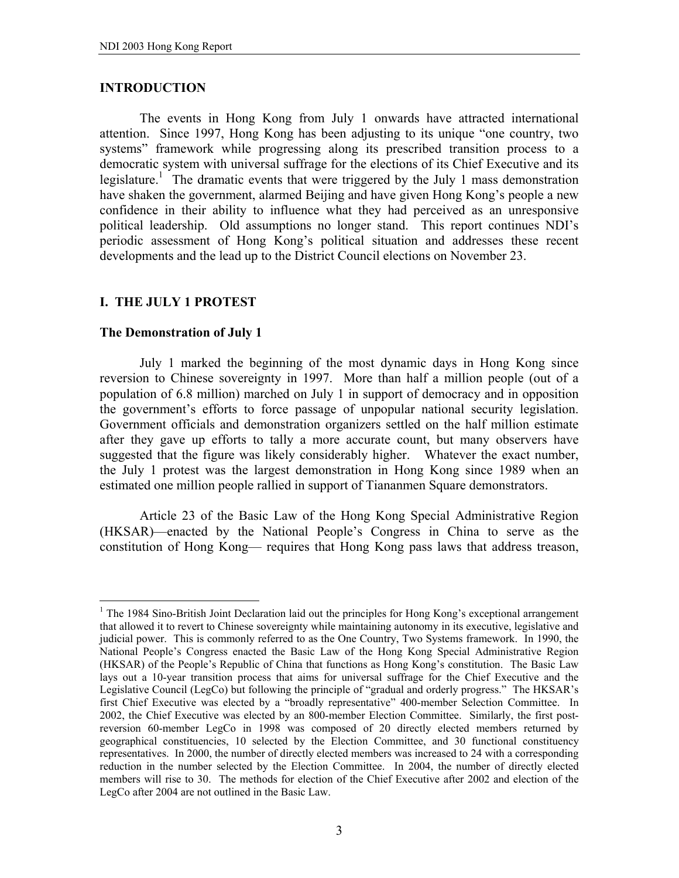## INTRODUCTION

The events in Hong Kong from July 1 onwards have attracted international attention. Since 1997, Hong Kong has been adjusting to its unique "one country, two systems" framework while progressing along its prescribed transition process to a democratic system with universal suffrage for the elections of its Chief Executive and its legislature.[1] The dramatic events that were triggered by the July 1 mass demonstration have shaken the government, alarmed Beijing and have given Hong Kong's people a new confidence in their ability to influence what they had perceived as an unresponsive political leadership. Old assumptions no longer stand. This report continues NDI's periodic assessment of Hong Kong's political situation and addresses these recent developments and the lead up to the District Council elections on November 23.

## I. THE JULY 1 PROTEST

### The Demonstration of July 1

July 1 marked the beginning of the most dynamic days in Hong Kong since reversion to Chinese sovereignty in 1997. More than half a million people (out of a population of 6.8 million) marched on July 1 in support of democracy and in opposition the government's efforts to force passage of unpopular national security legislation. Government officials and demonstration organizers settled on the half million estimate after they gave up efforts to tally a more accurate count, but many observers have suggested that the figure was likely considerably higher. Whatever the exact number, the July 1 protest was the largest demonstration in Hong Kong since 1989 when an estimated one million people rallied in support of Tiananmen Square demonstrators.

Article 23 of the Basic Law of the Hong Kong Special Administrative Region (HKSAR)—enacted by the National People's Congress in China to serve as the constitution of Hong Kong— requires that Hong Kong pass laws that address treason,

---

[1] The 1984 Sino-British Joint Declaration laid out the principles for Hong Kong's exceptional arrangement that allowed it to revert to Chinese sovereignty while maintaining autonomy in its executive, legislative and judicial power. This is commonly referred to as the One Country, Two Systems framework. In 1990, the National People's Congress enacted the Basic Law of the Hong Kong Special Administrative Region (HKSAR) of the People's Republic of China that functions as Hong Kong's constitution. The Basic Law lays out a 10-year transition process that aims for universal suffrage for the Chief Executive and the Legislative Council (LegCo) but following the principle of "gradual and orderly progress." The HKSAR's first Chief Executive was elected by a "broadly representative" 400-member Selection Committee. In 2002, the Chief Executive was elected by an 800-member Election Committee. Similarly, the first post-reversion 60-member LegCo in 1998 was composed of 20 directly elected members returned by geographical constituencies, 10 selected by the Election Committee, and 30 functional constituency representatives. In 2000, the number of directly elected members was increased to 24 with a corresponding reduction in the number selected by the Election Committee. In 2004, the number of directly elected members will rise to 30. The methods for election of the Chief Executive after 2002 and election of the LegCo after 2004 are not outlined in the Basic Law.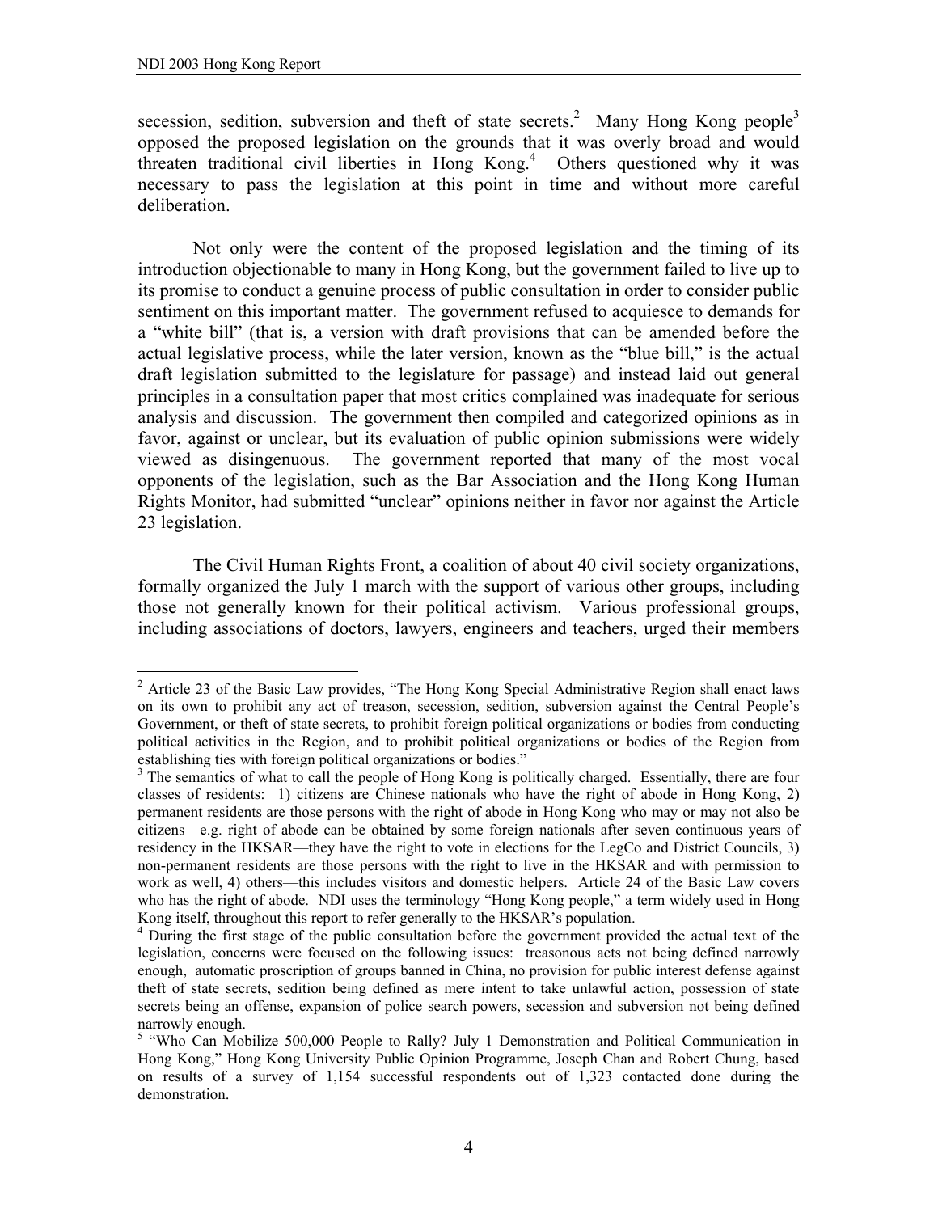secession, sedition, subversion and theft of state secrets.[2] Many Hong Kong people[3] opposed the proposed legislation on the grounds that it was overly broad and would threaten traditional civil liberties in Hong Kong.[4] Others questioned why it was necessary to pass the legislation at this point in time and without more careful deliberation.

Not only were the content of the proposed legislation and the timing of its introduction objectionable to many in Hong Kong, but the government failed to live up to its promise to conduct a genuine process of public consultation in order to consider public sentiment on this important matter. The government refused to acquiesce to demands for a "white bill" (that is, a version with draft provisions that can be amended before the actual legislative process, while the later version, known as the "blue bill," is the actual draft legislation submitted to the legislature for passage) and instead laid out general principles in a consultation paper that most critics complained was inadequate for serious analysis and discussion. The government then compiled and categorized opinions as in favor, against or unclear, but its evaluation of public opinion submissions were widely viewed as disingenuous. The government reported that many of the most vocal opponents of the legislation, such as the Bar Association and the Hong Kong Human Rights Monitor, had submitted "unclear" opinions neither in favor nor against the Article 23 legislation.

The Civil Human Rights Front, a coalition of about 40 civil society organizations, formally organized the July 1 march with the support of various other groups, including those not generally known for their political activism. Various professional groups, including associations of doctors, lawyers, engineers and teachers, urged their members

---

[2] Article 23 of the Basic Law provides, "The Hong Kong Special Administrative Region shall enact laws on its own to prohibit any act of treason, secession, sedition, subversion against the Central People's Government, or theft of state secrets, to prohibit foreign political organizations or bodies from conducting political activities in the Region, and to prohibit political organizations or bodies of the Region from establishing ties with foreign political organizations or bodies."

[3] The semantics of what to call the people of Hong Kong is politically charged. Essentially, there are four classes of residents: 1) citizens are Chinese nationals who have the right of abode in Hong Kong, 2) permanent residents are those persons with the right of abode in Hong Kong who may or may not also be citizens—e.g. right of abode can be obtained by some foreign nationals after seven continuous years of residency in the HKSAR—they have the right to vote in elections for the LegCo and District Councils, 3) non-permanent residents are those persons with the right to live in the HKSAR and with permission to work as well, 4) others—this includes visitors and domestic helpers. Article 24 of the Basic Law covers who has the right of abode. NDI uses the terminology "Hong Kong people," a term widely used in Hong Kong itself, throughout this report to refer generally to the HKSAR's population.

[4] During the first stage of the public consultation before the government provided the actual text of the legislation, concerns were focused on the following issues: treasonous acts not being defined narrowly enough, automatic proscription of groups banned in China, no provision for public interest defense against theft of state secrets, sedition being defined as mere intent to take unlawful action, possession of state secrets being an offense, expansion of police search powers, secession and subversion not being defined narrowly enough.

[5] "Who Can Mobilize 500,000 People to Rally? July 1 Demonstration and Political Communication in Hong Kong," Hong Kong University Public Opinion Programme, Joseph Chan and Robert Chung, based on results of a survey of 1,154 successful respondents out of 1,323 contacted done during the demonstration.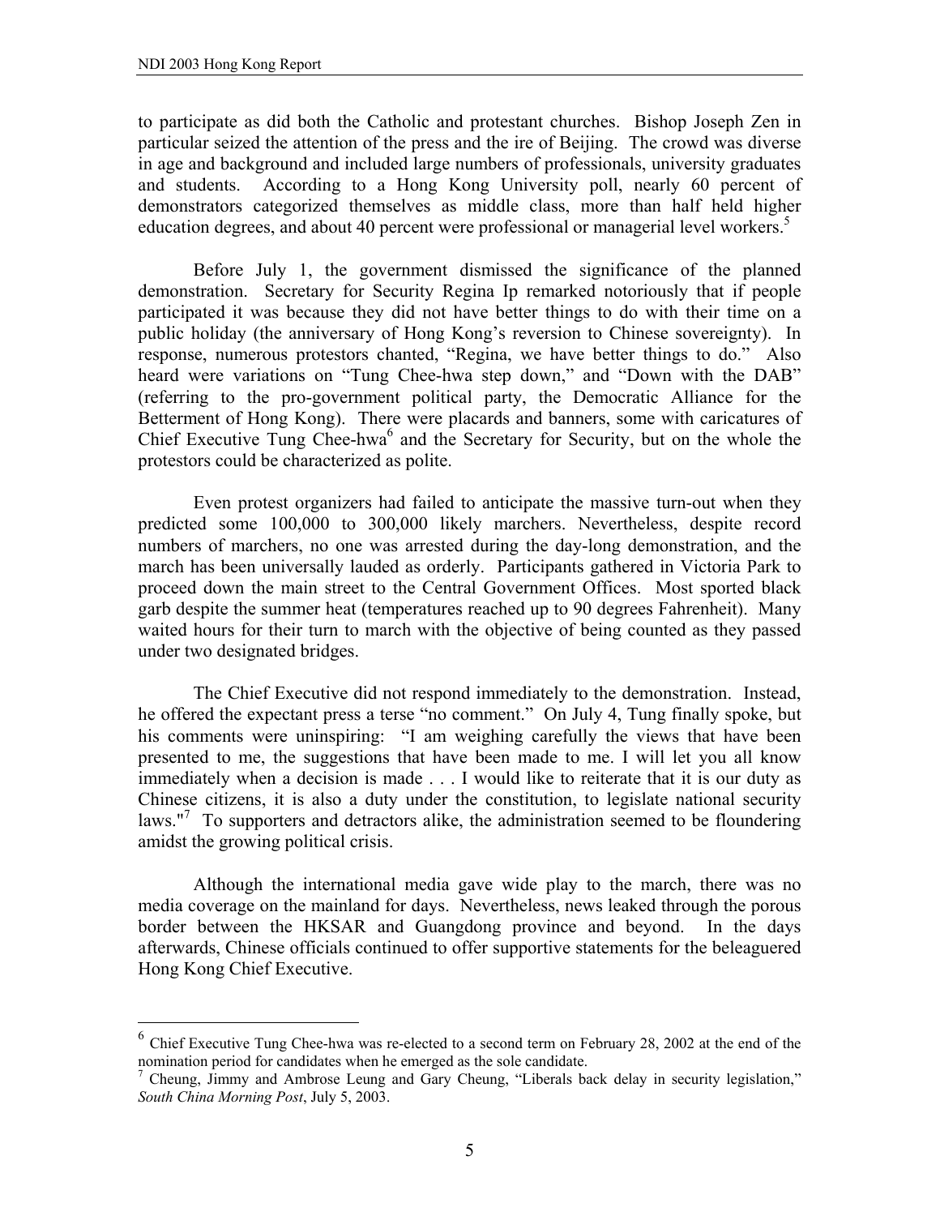to participate as did both the Catholic and protestant churches. Bishop Joseph Zen in particular seized the attention of the press and the ire of Beijing. The crowd was diverse in age and background and included large numbers of professionals, university graduates and students. According to a Hong Kong University poll, nearly 60 percent of demonstrators categorized themselves as middle class, more than half held higher education degrees, and about 40 percent were professional or managerial level workers.[5]

Before July 1, the government dismissed the significance of the planned demonstration. Secretary for Security Regina Ip remarked notoriously that if people participated it was because they did not have better things to do with their time on a public holiday (the anniversary of Hong Kong's reversion to Chinese sovereignty). In response, numerous protestors chanted, "Regina, we have better things to do." Also heard were variations on "Tung Chee-hwa step down," and "Down with the DAB" (referring to the pro-government political party, the Democratic Alliance for the Betterment of Hong Kong). There were placards and banners, some with caricatures of Chief Executive Tung Chee-hwa[6] and the Secretary for Security, but on the whole the protestors could be characterized as polite.

Even protest organizers had failed to anticipate the massive turn-out when they predicted some 100,000 to 300,000 likely marchers. Nevertheless, despite record numbers of marchers, no one was arrested during the day-long demonstration, and the march has been universally lauded as orderly. Participants gathered in Victoria Park to proceed down the main street to the Central Government Offices. Most sported black garb despite the summer heat (temperatures reached up to 90 degrees Fahrenheit). Many waited hours for their turn to march with the objective of being counted as they passed under two designated bridges.

The Chief Executive did not respond immediately to the demonstration. Instead, he offered the expectant press a terse "no comment." On July 4, Tung finally spoke, but his comments were uninspiring: "I am weighing carefully the views that have been presented to me, the suggestions that have been made to me. I will let you all know immediately when a decision is made . . . I would like to reiterate that it is our duty as Chinese citizens, it is also a duty under the constitution, to legislate national security laws."[7] To supporters and detractors alike, the administration seemed to be floundering amidst the growing political crisis.

Although the international media gave wide play to the march, there was no media coverage on the mainland for days. Nevertheless, news leaked through the porous border between the HKSAR and Guangdong province and beyond. In the days afterwards, Chinese officials continued to offer supportive statements for the beleaguered Hong Kong Chief Executive.

---

[6] Chief Executive Tung Chee-hwa was re-elected to a second term on February 28, 2002 at the end of the nomination period for candidates when he emerged as the sole candidate.

[7] Cheung, Jimmy and Ambrose Leung and Gary Cheung, "Liberals back delay in security legislation," *South China Morning Post*, July 5, 2003.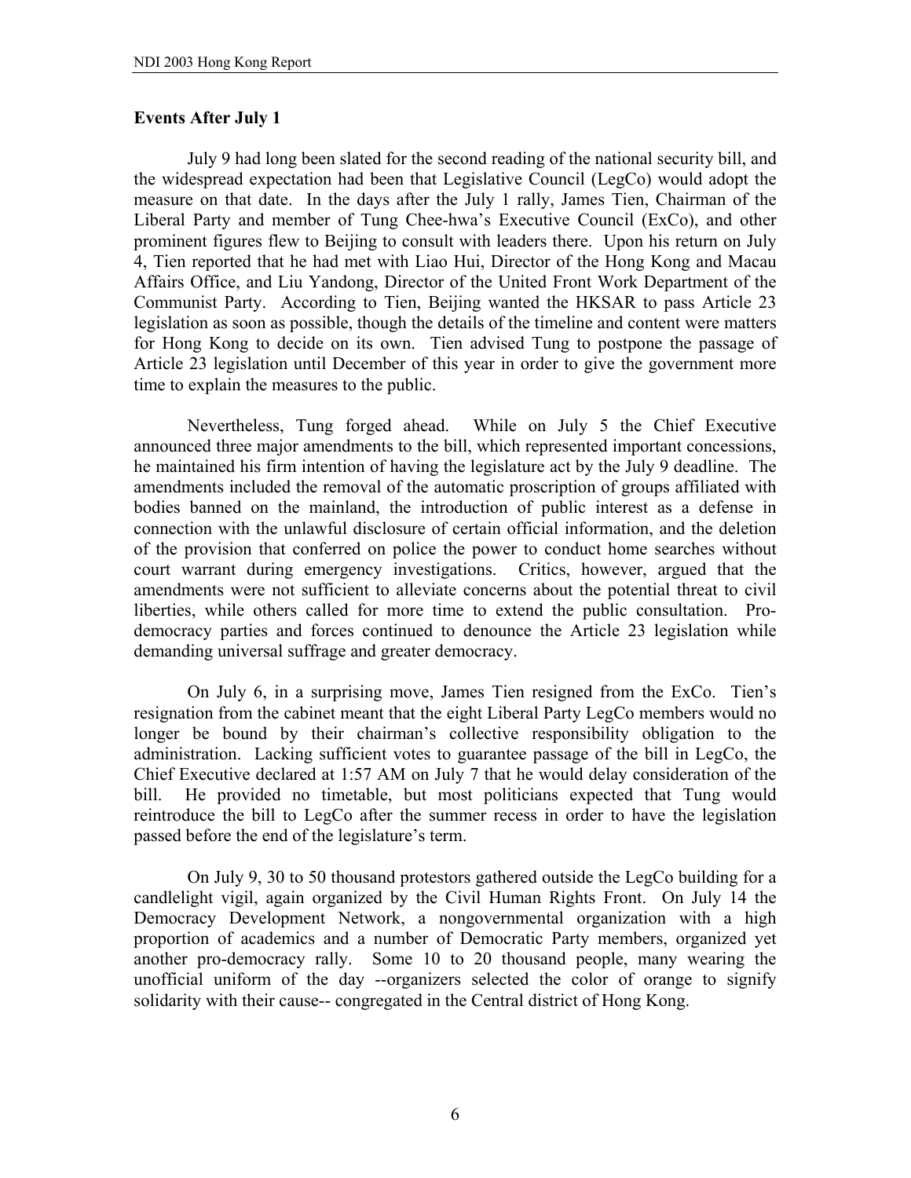### Events After July 1

July 9 had long been slated for the second reading of the national security bill, and the widespread expectation had been that Legislative Council (LegCo) would adopt the measure on that date. In the days after the July 1 rally, James Tien, Chairman of the Liberal Party and member of Tung Chee-hwa's Executive Council (ExCo), and other prominent figures flew to Beijing to consult with leaders there. Upon his return on July 4, Tien reported that he had met with Liao Hui, Director of the Hong Kong and Macau Affairs Office, and Liu Yandong, Director of the United Front Work Department of the Communist Party. According to Tien, Beijing wanted the HKSAR to pass Article 23 legislation as soon as possible, though the details of the timeline and content were matters for Hong Kong to decide on its own. Tien advised Tung to postpone the passage of Article 23 legislation until December of this year in order to give the government more time to explain the measures to the public.

Nevertheless, Tung forged ahead. While on July 5 the Chief Executive announced three major amendments to the bill, which represented important concessions, he maintained his firm intention of having the legislature act by the July 9 deadline. The amendments included the removal of the automatic proscription of groups affiliated with bodies banned on the mainland, the introduction of public interest as a defense in connection with the unlawful disclosure of certain official information, and the deletion of the provision that conferred on police the power to conduct home searches without court warrant during emergency investigations. Critics, however, argued that the amendments were not sufficient to alleviate concerns about the potential threat to civil liberties, while others called for more time to extend the public consultation. Pro-democracy parties and forces continued to denounce the Article 23 legislation while demanding universal suffrage and greater democracy.

On July 6, in a surprising move, James Tien resigned from the ExCo. Tien's resignation from the cabinet meant that the eight Liberal Party LegCo members would no longer be bound by their chairman's collective responsibility obligation to the administration. Lacking sufficient votes to guarantee passage of the bill in LegCo, the Chief Executive declared at 1:57 AM on July 7 that he would delay consideration of the bill. He provided no timetable, but most politicians expected that Tung would reintroduce the bill to LegCo after the summer recess in order to have the legislation passed before the end of the legislature's term.

On July 9, 30 to 50 thousand protestors gathered outside the LegCo building for a candlelight vigil, again organized by the Civil Human Rights Front. On July 14 the Democracy Development Network, a nongovernmental organization with a high proportion of academics and a number of Democratic Party members, organized yet another pro-democracy rally. Some 10 to 20 thousand people, many wearing the unofficial uniform of the day --organizers selected the color of orange to signify solidarity with their cause-- congregated in the Central district of Hong Kong.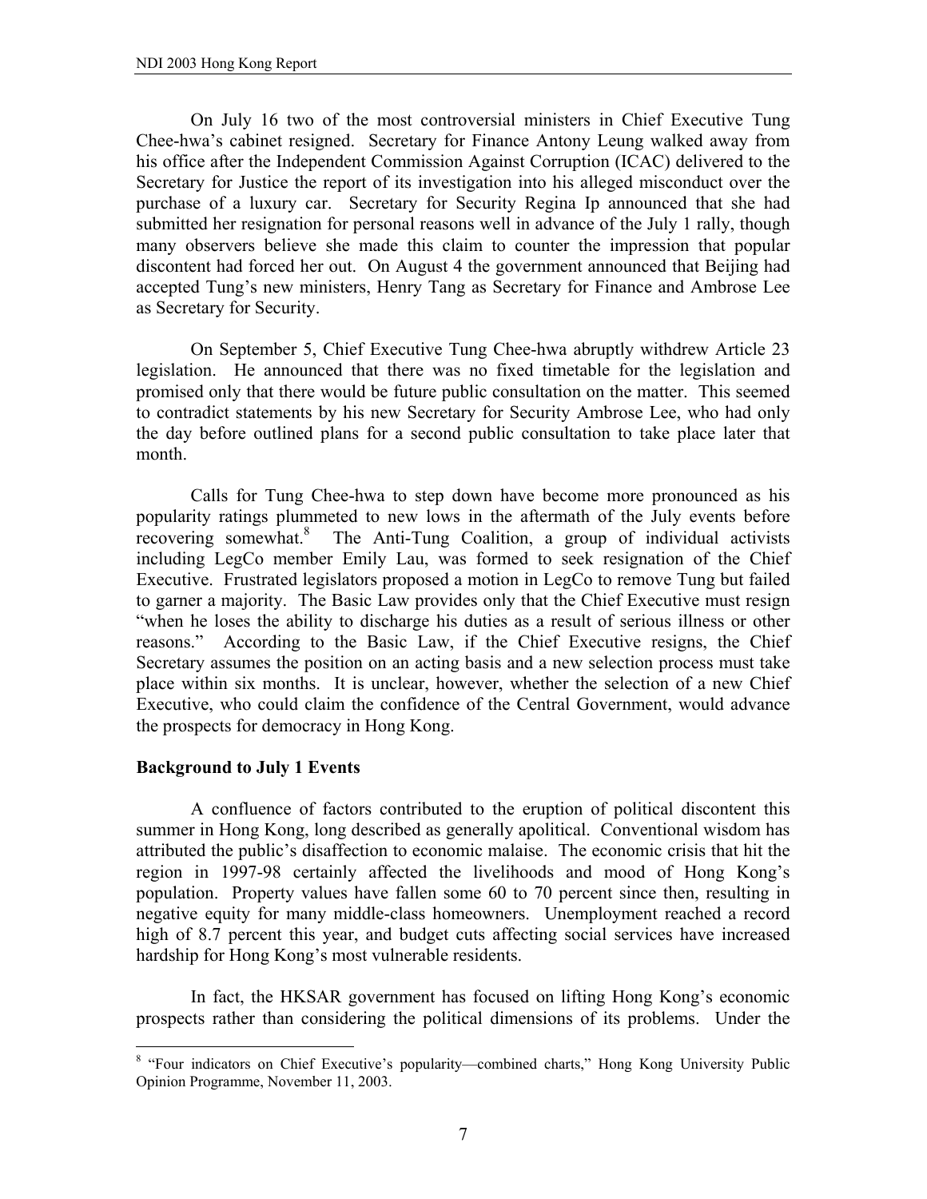On July 16 two of the most controversial ministers in Chief Executive Tung Chee-hwa's cabinet resigned. Secretary for Finance Antony Leung walked away from his office after the Independent Commission Against Corruption (ICAC) delivered to the Secretary for Justice the report of its investigation into his alleged misconduct over the purchase of a luxury car. Secretary for Security Regina Ip announced that she had submitted her resignation for personal reasons well in advance of the July 1 rally, though many observers believe she made this claim to counter the impression that popular discontent had forced her out. On August 4 the government announced that Beijing had accepted Tung's new ministers, Henry Tang as Secretary for Finance and Ambrose Lee as Secretary for Security.

On September 5, Chief Executive Tung Chee-hwa abruptly withdrew Article 23 legislation. He announced that there was no fixed timetable for the legislation and promised only that there would be future public consultation on the matter. This seemed to contradict statements by his new Secretary for Security Ambrose Lee, who had only the day before outlined plans for a second public consultation to take place later that month.

Calls for Tung Chee-hwa to step down have become more pronounced as his popularity ratings plummeted to new lows in the aftermath of the July events before recovering somewhat.[8] The Anti-Tung Coalition, a group of individual activists including LegCo member Emily Lau, was formed to seek resignation of the Chief Executive. Frustrated legislators proposed a motion in LegCo to remove Tung but failed to garner a majority. The Basic Law provides only that the Chief Executive must resign "when he loses the ability to discharge his duties as a result of serious illness or other reasons." According to the Basic Law, if the Chief Executive resigns, the Chief Secretary assumes the position on an acting basis and a new selection process must take place within six months. It is unclear, however, whether the selection of a new Chief Executive, who could claim the confidence of the Central Government, would advance the prospects for democracy in Hong Kong.

**Background to July 1 Events**

A confluence of factors contributed to the eruption of political discontent this summer in Hong Kong, long described as generally apolitical. Conventional wisdom has attributed the public's disaffection to economic malaise. The economic crisis that hit the region in 1997-98 certainly affected the livelihoods and mood of Hong Kong's population. Property values have fallen some 60 to 70 percent since then, resulting in negative equity for many middle-class homeowners. Unemployment reached a record high of 8.7 percent this year, and budget cuts affecting social services have increased hardship for Hong Kong's most vulnerable residents.

In fact, the HKSAR government has focused on lifting Hong Kong's economic prospects rather than considering the political dimensions of its problems. Under the

[8] "Four indicators on Chief Executive's popularity—combined charts," Hong Kong University Public Opinion Programme, November 11, 2003.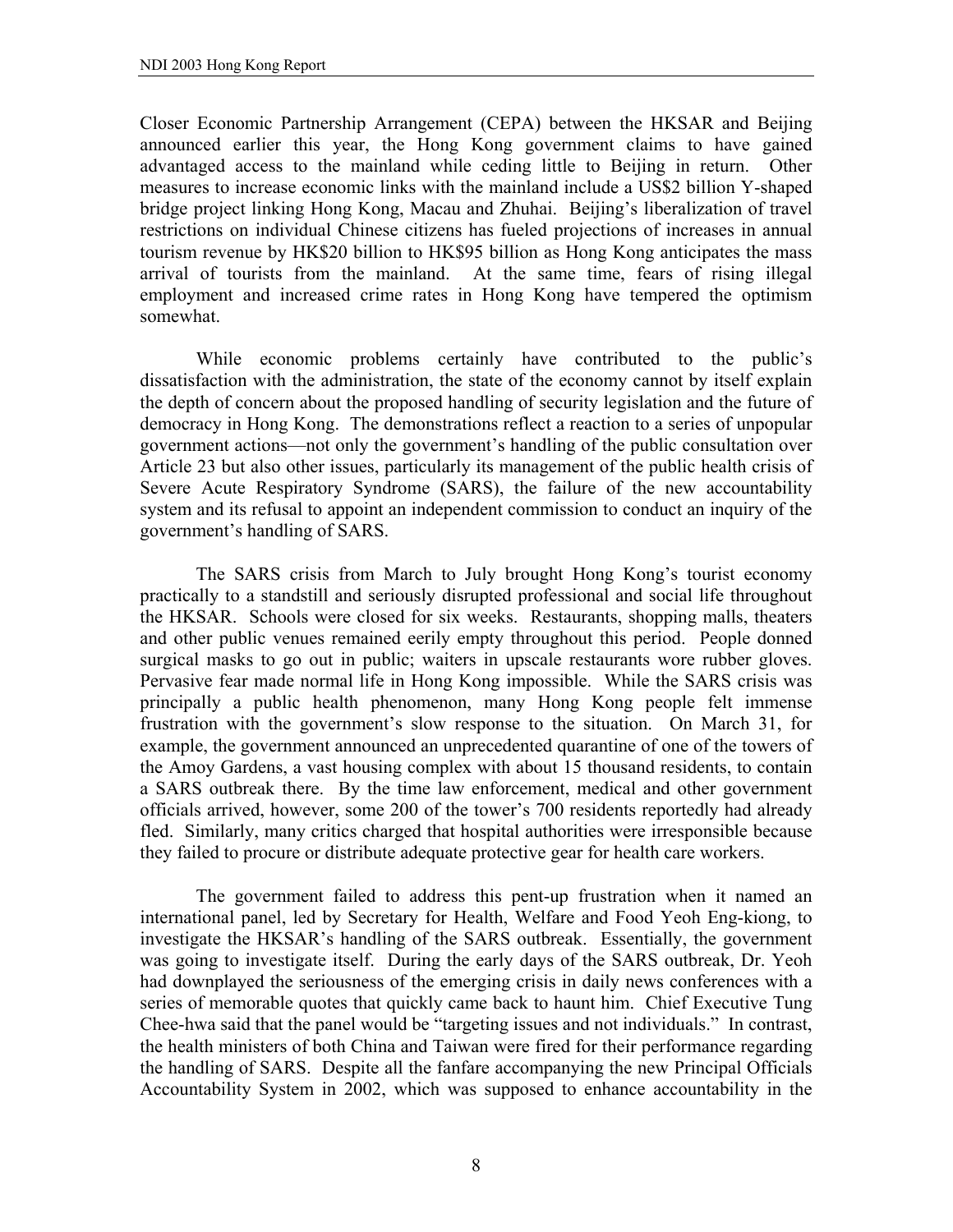Closer Economic Partnership Arrangement (CEPA) between the HKSAR and Beijing announced earlier this year, the Hong Kong government claims to have gained advantaged access to the mainland while ceding little to Beijing in return. Other measures to increase economic links with the mainland include a US$2 billion Y-shaped bridge project linking Hong Kong, Macau and Zhuhai. Beijing's liberalization of travel restrictions on individual Chinese citizens has fueled projections of increases in annual tourism revenue by HK$20 billion to HK$95 billion as Hong Kong anticipates the mass arrival of tourists from the mainland. At the same time, fears of rising illegal employment and increased crime rates in Hong Kong have tempered the optimism somewhat.

While economic problems certainly have contributed to the public's dissatisfaction with the administration, the state of the economy cannot by itself explain the depth of concern about the proposed handling of security legislation and the future of democracy in Hong Kong. The demonstrations reflect a reaction to a series of unpopular government actions—not only the government's handling of the public consultation over Article 23 but also other issues, particularly its management of the public health crisis of Severe Acute Respiratory Syndrome (SARS), the failure of the new accountability system and its refusal to appoint an independent commission to conduct an inquiry of the government's handling of SARS.

The SARS crisis from March to July brought Hong Kong's tourist economy practically to a standstill and seriously disrupted professional and social life throughout the HKSAR. Schools were closed for six weeks. Restaurants, shopping malls, theaters and other public venues remained eerily empty throughout this period. People donned surgical masks to go out in public; waiters in upscale restaurants wore rubber gloves. Pervasive fear made normal life in Hong Kong impossible. While the SARS crisis was principally a public health phenomenon, many Hong Kong people felt immense frustration with the government's slow response to the situation. On March 31, for example, the government announced an unprecedented quarantine of one of the towers of the Amoy Gardens, a vast housing complex with about 15 thousand residents, to contain a SARS outbreak there. By the time law enforcement, medical and other government officials arrived, however, some 200 of the tower's 700 residents reportedly had already fled. Similarly, many critics charged that hospital authorities were irresponsible because they failed to procure or distribute adequate protective gear for health care workers.

The government failed to address this pent-up frustration when it named an international panel, led by Secretary for Health, Welfare and Food Yeoh Eng-kiong, to investigate the HKSAR's handling of the SARS outbreak. Essentially, the government was going to investigate itself. During the early days of the SARS outbreak, Dr. Yeoh had downplayed the seriousness of the emerging crisis in daily news conferences with a series of memorable quotes that quickly came back to haunt him. Chief Executive Tung Chee-hwa said that the panel would be "targeting issues and not individuals." In contrast, the health ministers of both China and Taiwan were fired for their performance regarding the handling of SARS. Despite all the fanfare accompanying the new Principal Officials Accountability System in 2002, which was supposed to enhance accountability in the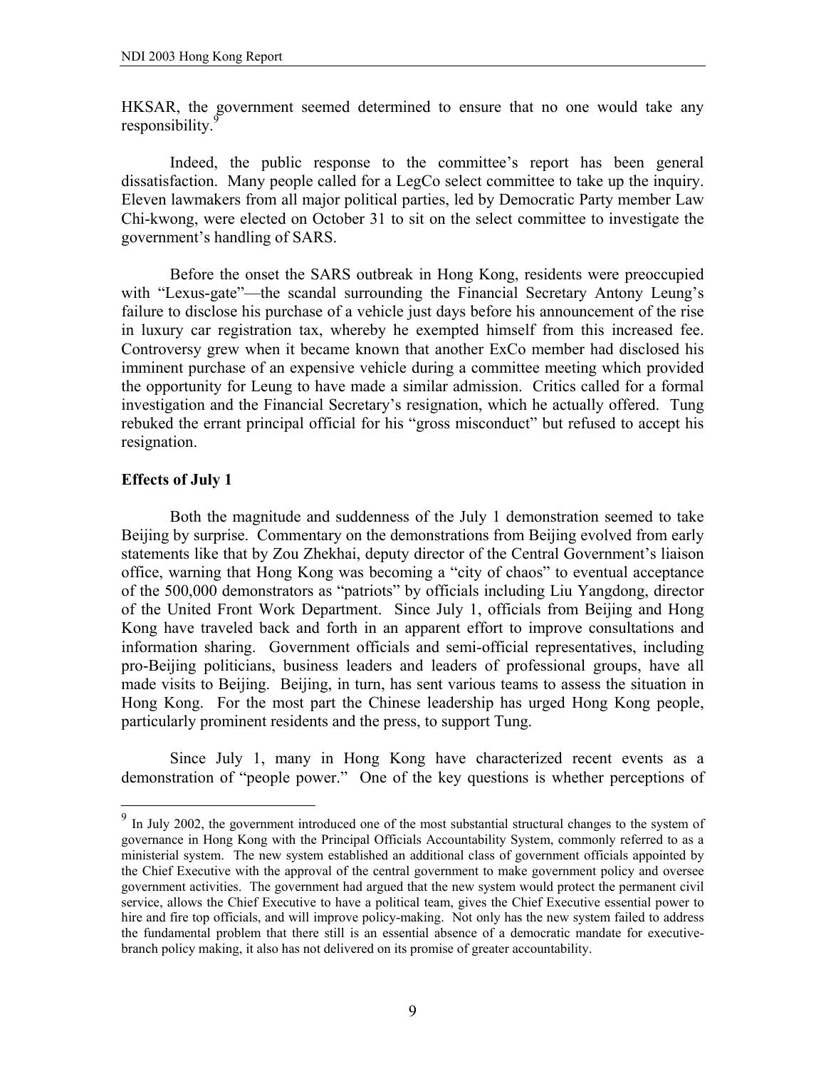HKSAR, the government seemed determined to ensure that no one would take any responsibility.[9]

Indeed, the public response to the committee's report has been general dissatisfaction. Many people called for a LegCo select committee to take up the inquiry. Eleven lawmakers from all major political parties, led by Democratic Party member Law Chi-kwong, were elected on October 31 to sit on the select committee to investigate the government's handling of SARS.

Before the onset the SARS outbreak in Hong Kong, residents were preoccupied with "Lexus-gate"—the scandal surrounding the Financial Secretary Antony Leung's failure to disclose his purchase of a vehicle just days before his announcement of the rise in luxury car registration tax, whereby he exempted himself from this increased fee. Controversy grew when it became known that another ExCo member had disclosed his imminent purchase of an expensive vehicle during a committee meeting which provided the opportunity for Leung to have made a similar admission. Critics called for a formal investigation and the Financial Secretary's resignation, which he actually offered. Tung rebuked the errant principal official for his "gross misconduct" but refused to accept his resignation.

**Effects of July 1**

Both the magnitude and suddenness of the July 1 demonstration seemed to take Beijing by surprise. Commentary on the demonstrations from Beijing evolved from early statements like that by Zou Zhekhai, deputy director of the Central Government's liaison office, warning that Hong Kong was becoming a "city of chaos" to eventual acceptance of the 500,000 demonstrators as "patriots" by officials including Liu Yangdong, director of the United Front Work Department. Since July 1, officials from Beijing and Hong Kong have traveled back and forth in an apparent effort to improve consultations and information sharing. Government officials and semi-official representatives, including pro-Beijing politicians, business leaders and leaders of professional groups, have all made visits to Beijing. Beijing, in turn, has sent various teams to assess the situation in Hong Kong. For the most part the Chinese leadership has urged Hong Kong people, particularly prominent residents and the press, to support Tung.

Since July 1, many in Hong Kong have characterized recent events as a demonstration of "people power." One of the key questions is whether perceptions of

---

[9] In July 2002, the government introduced one of the most substantial structural changes to the system of governance in Hong Kong with the Principal Officials Accountability System, commonly referred to as a ministerial system. The new system established an additional class of government officials appointed by the Chief Executive with the approval of the central government to make government policy and oversee government activities. The government had argued that the new system would protect the permanent civil service, allows the Chief Executive to have a political team, gives the Chief Executive essential power to hire and fire top officials, and will improve policy-making. Not only has the new system failed to address the fundamental problem that there still is an essential absence of a democratic mandate for executive-branch policy making, it also has not delivered on its promise of greater accountability.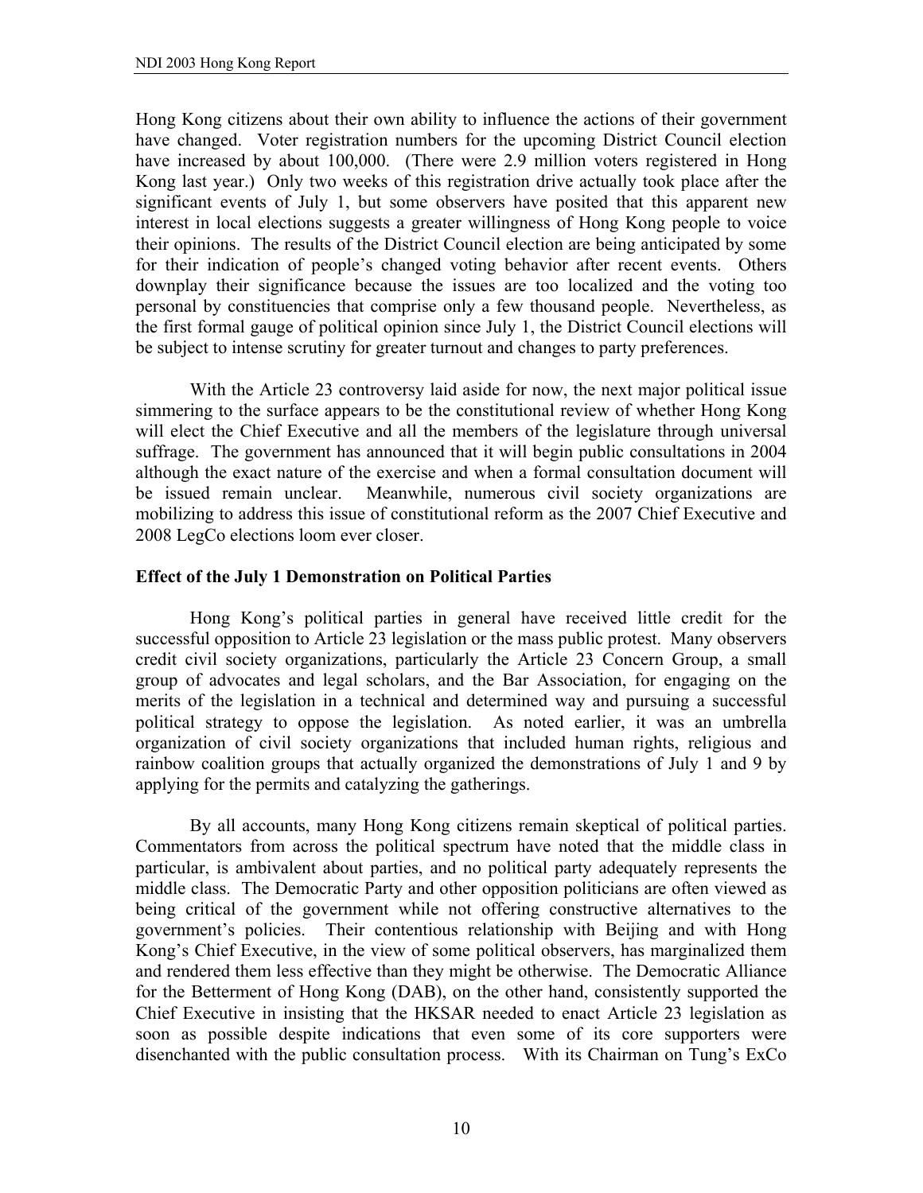Hong Kong citizens about their own ability to influence the actions of their government have changed. Voter registration numbers for the upcoming District Council election have increased by about 100,000. (There were 2.9 million voters registered in Hong Kong last year.) Only two weeks of this registration drive actually took place after the significant events of July 1, but some observers have posited that this apparent new interest in local elections suggests a greater willingness of Hong Kong people to voice their opinions. The results of the District Council election are being anticipated by some for their indication of people's changed voting behavior after recent events. Others downplay their significance because the issues are too localized and the voting too personal by constituencies that comprise only a few thousand people. Nevertheless, as the first formal gauge of political opinion since July 1, the District Council elections will be subject to intense scrutiny for greater turnout and changes to party preferences.

With the Article 23 controversy laid aside for now, the next major political issue simmering to the surface appears to be the constitutional review of whether Hong Kong will elect the Chief Executive and all the members of the legislature through universal suffrage. The government has announced that it will begin public consultations in 2004 although the exact nature of the exercise and when a formal consultation document will be issued remain unclear. Meanwhile, numerous civil society organizations are mobilizing to address this issue of constitutional reform as the 2007 Chief Executive and 2008 LegCo elections loom ever closer.

**Effect of the July 1 Demonstration on Political Parties**

Hong Kong's political parties in general have received little credit for the successful opposition to Article 23 legislation or the mass public protest. Many observers credit civil society organizations, particularly the Article 23 Concern Group, a small group of advocates and legal scholars, and the Bar Association, for engaging on the merits of the legislation in a technical and determined way and pursuing a successful political strategy to oppose the legislation. As noted earlier, it was an umbrella organization of civil society organizations that included human rights, religious and rainbow coalition groups that actually organized the demonstrations of July 1 and 9 by applying for the permits and catalyzing the gatherings.

By all accounts, many Hong Kong citizens remain skeptical of political parties. Commentators from across the political spectrum have noted that the middle class in particular, is ambivalent about parties, and no political party adequately represents the middle class. The Democratic Party and other opposition politicians are often viewed as being critical of the government while not offering constructive alternatives to the government's policies. Their contentious relationship with Beijing and with Hong Kong's Chief Executive, in the view of some political observers, has marginalized them and rendered them less effective than they might be otherwise. The Democratic Alliance for the Betterment of Hong Kong (DAB), on the other hand, consistently supported the Chief Executive in insisting that the HKSAR needed to enact Article 23 legislation as soon as possible despite indications that even some of its core supporters were disenchanted with the public consultation process. With its Chairman on Tung's ExCo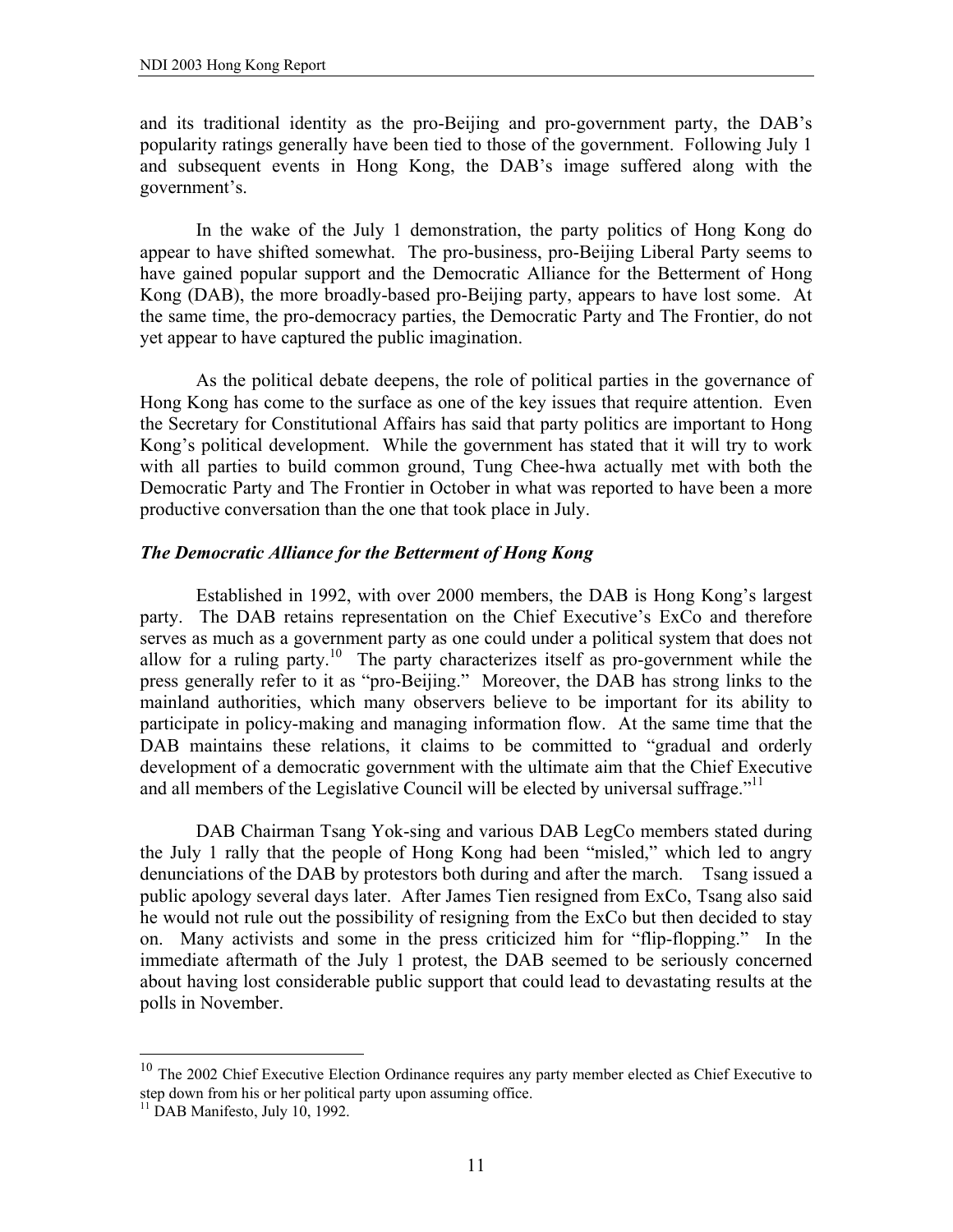and its traditional identity as the pro-Beijing and pro-government party, the DAB's popularity ratings generally have been tied to those of the government. Following July 1 and subsequent events in Hong Kong, the DAB's image suffered along with the government's.

In the wake of the July 1 demonstration, the party politics of Hong Kong do appear to have shifted somewhat. The pro-business, pro-Beijing Liberal Party seems to have gained popular support and the Democratic Alliance for the Betterment of Hong Kong (DAB), the more broadly-based pro-Beijing party, appears to have lost some. At the same time, the pro-democracy parties, the Democratic Party and The Frontier, do not yet appear to have captured the public imagination.

As the political debate deepens, the role of political parties in the governance of Hong Kong has come to the surface as one of the key issues that require attention. Even the Secretary for Constitutional Affairs has said that party politics are important to Hong Kong's political development. While the government has stated that it will try to work with all parties to build common ground, Tung Chee-hwa actually met with both the Democratic Party and The Frontier in October in what was reported to have been a more productive conversation than the one that took place in July.

### *The Democratic Alliance for the Betterment of Hong Kong*

Established in 1992, with over 2000 members, the DAB is Hong Kong's largest party. The DAB retains representation on the Chief Executive's ExCo and therefore serves as much as a government party as one could under a political system that does not allow for a ruling party.[10] The party characterizes itself as pro-government while the press generally refer to it as "pro-Beijing." Moreover, the DAB has strong links to the mainland authorities, which many observers believe to be important for its ability to participate in policy-making and managing information flow. At the same time that the DAB maintains these relations, it claims to be committed to "gradual and orderly development of a democratic government with the ultimate aim that the Chief Executive and all members of the Legislative Council will be elected by universal suffrage."[11]

DAB Chairman Tsang Yok-sing and various DAB LegCo members stated during the July 1 rally that the people of Hong Kong had been "misled," which led to angry denunciations of the DAB by protestors both during and after the march. Tsang issued a public apology several days later. After James Tien resigned from ExCo, Tsang also said he would not rule out the possibility of resigning from the ExCo but then decided to stay on. Many activists and some in the press criticized him for "flip-flopping." In the immediate aftermath of the July 1 protest, the DAB seemed to be seriously concerned about having lost considerable public support that could lead to devastating results at the polls in November.

---

[10] The 2002 Chief Executive Election Ordinance requires any party member elected as Chief Executive to step down from his or her political party upon assuming office.

[11] DAB Manifesto, July 10, 1992.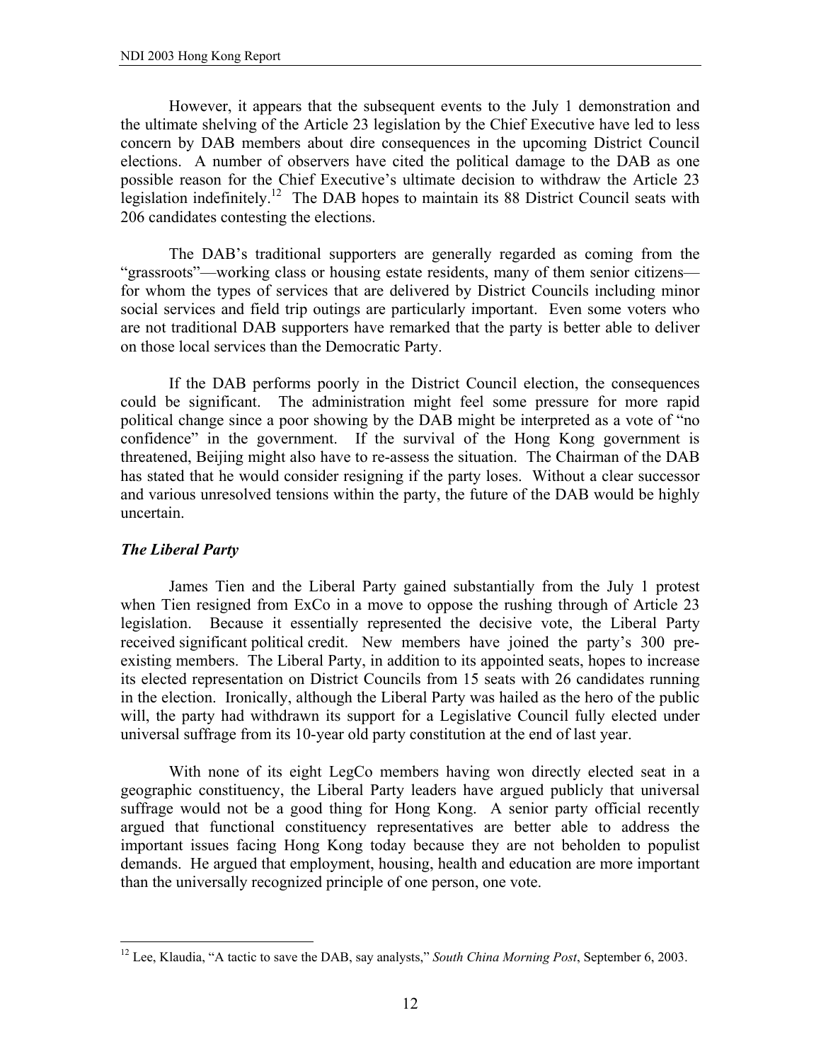However, it appears that the subsequent events to the July 1 demonstration and the ultimate shelving of the Article 23 legislation by the Chief Executive have led to less concern by DAB members about dire consequences in the upcoming District Council elections. A number of observers have cited the political damage to the DAB as one possible reason for the Chief Executive's ultimate decision to withdraw the Article 23 legislation indefinitely.[12] The DAB hopes to maintain its 88 District Council seats with 206 candidates contesting the elections.

The DAB's traditional supporters are generally regarded as coming from the "grassroots"—working class or housing estate residents, many of them senior citizens—for whom the types of services that are delivered by District Councils including minor social services and field trip outings are particularly important. Even some voters who are not traditional DAB supporters have remarked that the party is better able to deliver on those local services than the Democratic Party.

If the DAB performs poorly in the District Council election, the consequences could be significant. The administration might feel some pressure for more rapid political change since a poor showing by the DAB might be interpreted as a vote of "no confidence" in the government. If the survival of the Hong Kong government is threatened, Beijing might also have to re-assess the situation. The Chairman of the DAB has stated that he would consider resigning if the party loses. Without a clear successor and various unresolved tensions within the party, the future of the DAB would be highly uncertain.

### *The Liberal Party*

James Tien and the Liberal Party gained substantially from the July 1 protest when Tien resigned from ExCo in a move to oppose the rushing through of Article 23 legislation. Because it essentially represented the decisive vote, the Liberal Party received significant political credit. New members have joined the party's 300 pre-existing members. The Liberal Party, in addition to its appointed seats, hopes to increase its elected representation on District Councils from 15 seats with 26 candidates running in the election. Ironically, although the Liberal Party was hailed as the hero of the public will, the party had withdrawn its support for a Legislative Council fully elected under universal suffrage from its 10-year old party constitution at the end of last year.

With none of its eight LegCo members having won directly elected seat in a geographic constituency, the Liberal Party leaders have argued publicly that universal suffrage would not be a good thing for Hong Kong. A senior party official recently argued that functional constituency representatives are better able to address the important issues facing Hong Kong today because they are not beholden to populist demands. He argued that employment, housing, health and education are more important than the universally recognized principle of one person, one vote.

---

[12] Lee, Klaudia, "A tactic to save the DAB, say analysts," *South China Morning Post*, September 6, 2003.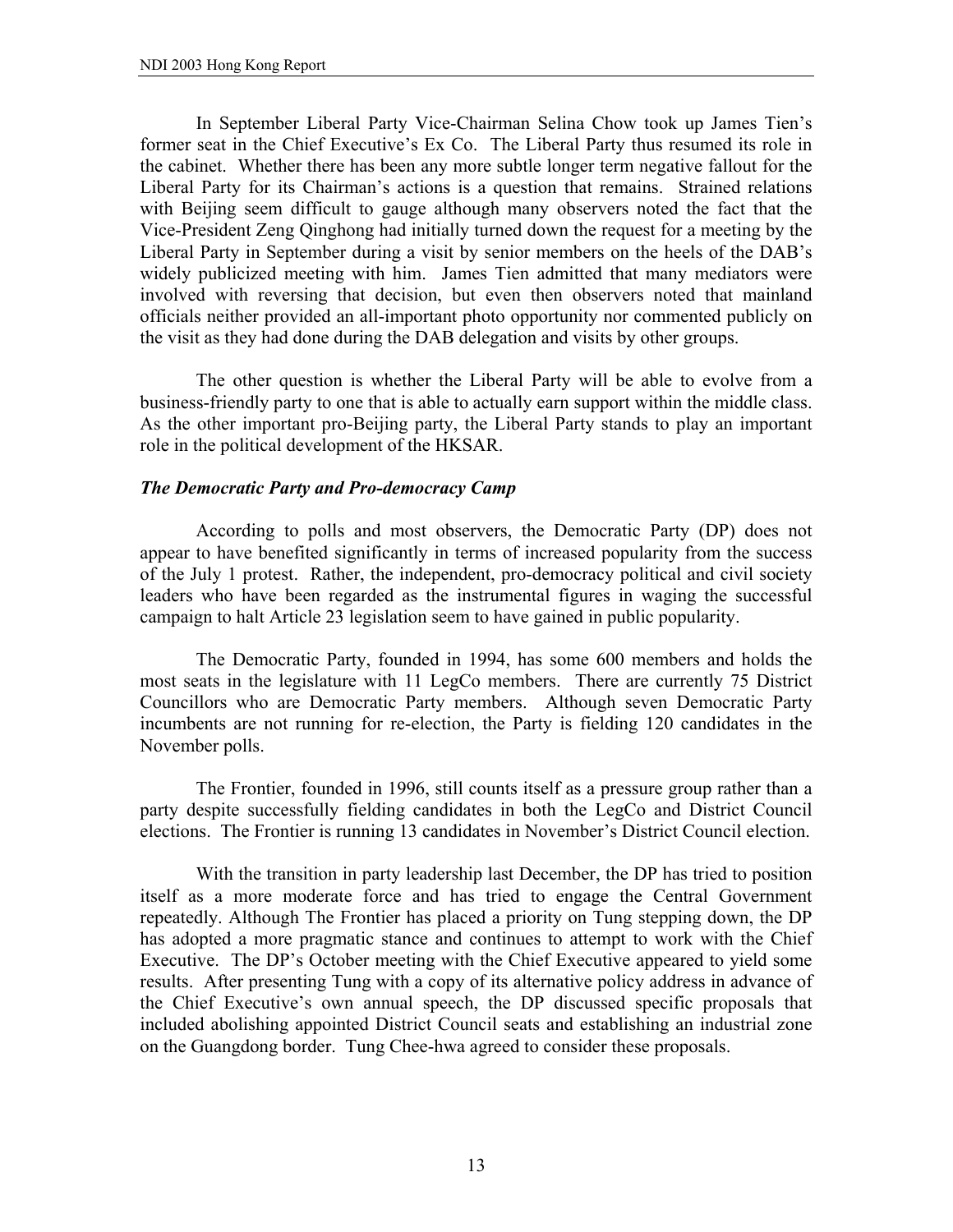In September Liberal Party Vice-Chairman Selina Chow took up James Tien's former seat in the Chief Executive's Ex Co. The Liberal Party thus resumed its role in the cabinet. Whether there has been any more subtle longer term negative fallout for the Liberal Party for its Chairman's actions is a question that remains. Strained relations with Beijing seem difficult to gauge although many observers noted the fact that the Vice-President Zeng Qinghong had initially turned down the request for a meeting by the Liberal Party in September during a visit by senior members on the heels of the DAB's widely publicized meeting with him. James Tien admitted that many mediators were involved with reversing that decision, but even then observers noted that mainland officials neither provided an all-important photo opportunity nor commented publicly on the visit as they had done during the DAB delegation and visits by other groups.

The other question is whether the Liberal Party will be able to evolve from a business-friendly party to one that is able to actually earn support within the middle class. As the other important pro-Beijing party, the Liberal Party stands to play an important role in the political development of the HKSAR.

### *The Democratic Party and Pro-democracy Camp*

According to polls and most observers, the Democratic Party (DP) does not appear to have benefited significantly in terms of increased popularity from the success of the July 1 protest. Rather, the independent, pro-democracy political and civil society leaders who have been regarded as the instrumental figures in waging the successful campaign to halt Article 23 legislation seem to have gained in public popularity.

The Democratic Party, founded in 1994, has some 600 members and holds the most seats in the legislature with 11 LegCo members. There are currently 75 District Councillors who are Democratic Party members. Although seven Democratic Party incumbents are not running for re-election, the Party is fielding 120 candidates in the November polls.

The Frontier, founded in 1996, still counts itself as a pressure group rather than a party despite successfully fielding candidates in both the LegCo and District Council elections. The Frontier is running 13 candidates in November's District Council election.

With the transition in party leadership last December, the DP has tried to position itself as a more moderate force and has tried to engage the Central Government repeatedly. Although The Frontier has placed a priority on Tung stepping down, the DP has adopted a more pragmatic stance and continues to attempt to work with the Chief Executive. The DP's October meeting with the Chief Executive appeared to yield some results. After presenting Tung with a copy of its alternative policy address in advance of the Chief Executive's own annual speech, the DP discussed specific proposals that included abolishing appointed District Council seats and establishing an industrial zone on the Guangdong border. Tung Chee-hwa agreed to consider these proposals.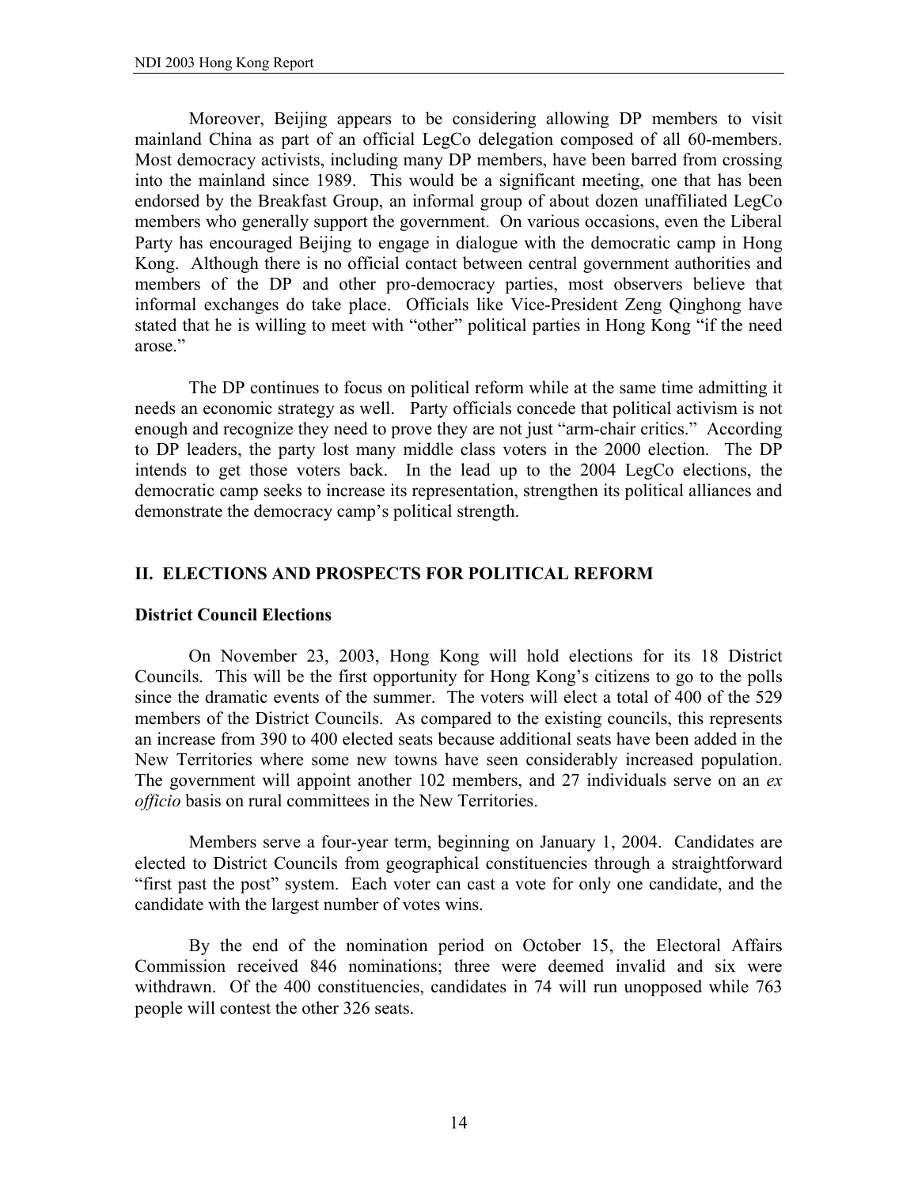Moreover, Beijing appears to be considering allowing DP members to visit mainland China as part of an official LegCo delegation composed of all 60-members. Most democracy activists, including many DP members, have been barred from crossing into the mainland since 1989. This would be a significant meeting, one that has been endorsed by the Breakfast Group, an informal group of about dozen unaffiliated LegCo members who generally support the government. On various occasions, even the Liberal Party has encouraged Beijing to engage in dialogue with the democratic camp in Hong Kong. Although there is no official contact between central government authorities and members of the DP and other pro-democracy parties, most observers believe that informal exchanges do take place. Officials like Vice-President Zeng Qinghong have stated that he is willing to meet with "other" political parties in Hong Kong "if the need arose."

The DP continues to focus on political reform while at the same time admitting it needs an economic strategy as well. Party officials concede that political activism is not enough and recognize they need to prove they are not just "arm-chair critics." According to DP leaders, the party lost many middle class voters in the 2000 election. The DP intends to get those voters back. In the lead up to the 2004 LegCo elections, the democratic camp seeks to increase its representation, strengthen its political alliances and demonstrate the democracy camp's political strength.

## II. ELECTIONS AND PROSPECTS FOR POLITICAL REFORM

### District Council Elections

On November 23, 2003, Hong Kong will hold elections for its 18 District Councils. This will be the first opportunity for Hong Kong's citizens to go to the polls since the dramatic events of the summer. The voters will elect a total of 400 of the 529 members of the District Councils. As compared to the existing councils, this represents an increase from 390 to 400 elected seats because additional seats have been added in the New Territories where some new towns have seen considerably increased population. The government will appoint another 102 members, and 27 individuals serve on an *ex officio* basis on rural committees in the New Territories.

Members serve a four-year term, beginning on January 1, 2004. Candidates are elected to District Councils from geographical constituencies through a straightforward "first past the post" system. Each voter can cast a vote for only one candidate, and the candidate with the largest number of votes wins.

By the end of the nomination period on October 15, the Electoral Affairs Commission received 846 nominations; three were deemed invalid and six were withdrawn. Of the 400 constituencies, candidates in 74 will run unopposed while 763 people will contest the other 326 seats.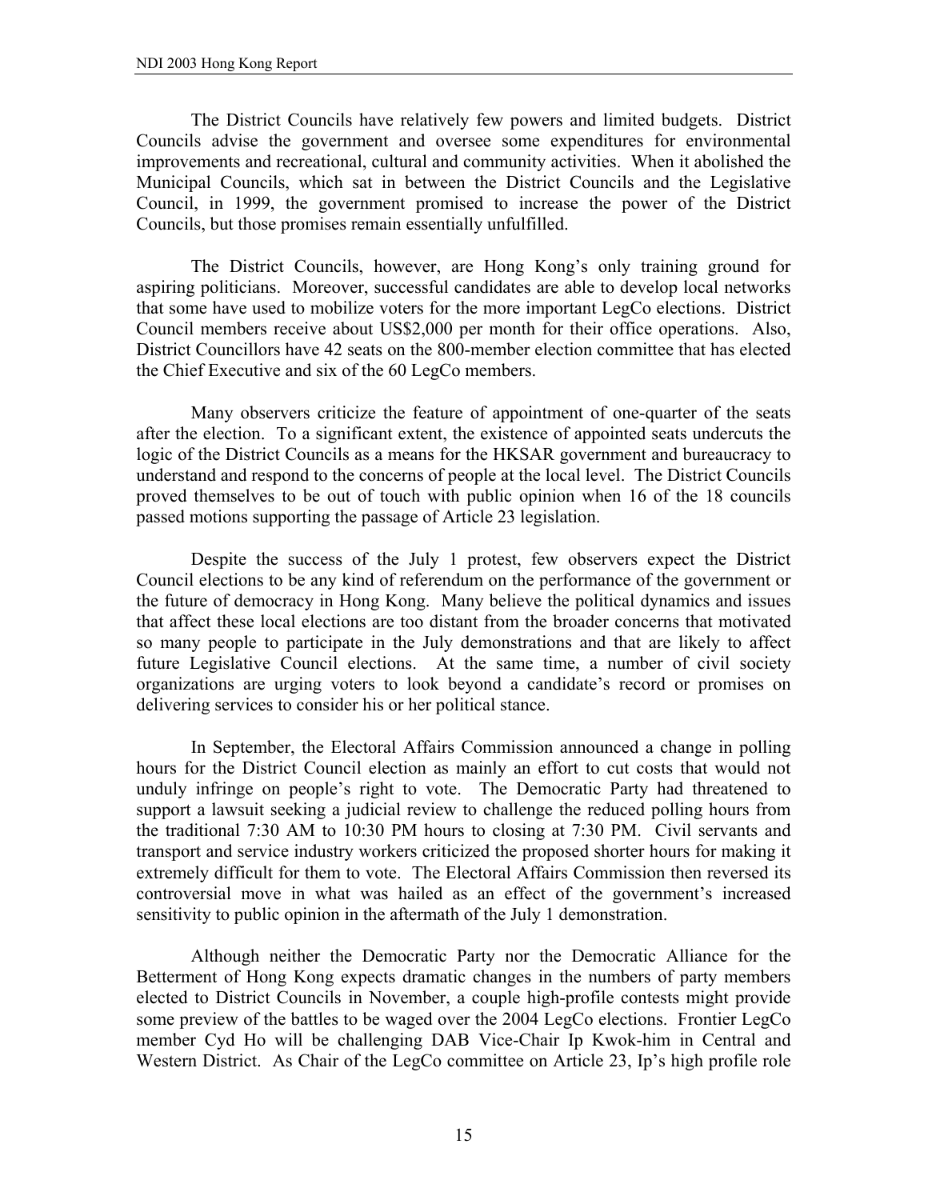The District Councils have relatively few powers and limited budgets. District Councils advise the government and oversee some expenditures for environmental improvements and recreational, cultural and community activities. When it abolished the Municipal Councils, which sat in between the District Councils and the Legislative Council, in 1999, the government promised to increase the power of the District Councils, but those promises remain essentially unfulfilled.

The District Councils, however, are Hong Kong's only training ground for aspiring politicians. Moreover, successful candidates are able to develop local networks that some have used to mobilize voters for the more important LegCo elections. District Council members receive about US$2,000 per month for their office operations. Also, District Councillors have 42 seats on the 800-member election committee that has elected the Chief Executive and six of the 60 LegCo members.

Many observers criticize the feature of appointment of one-quarter of the seats after the election. To a significant extent, the existence of appointed seats undercuts the logic of the District Councils as a means for the HKSAR government and bureaucracy to understand and respond to the concerns of people at the local level. The District Councils proved themselves to be out of touch with public opinion when 16 of the 18 councils passed motions supporting the passage of Article 23 legislation.

Despite the success of the July 1 protest, few observers expect the District Council elections to be any kind of referendum on the performance of the government or the future of democracy in Hong Kong. Many believe the political dynamics and issues that affect these local elections are too distant from the broader concerns that motivated so many people to participate in the July demonstrations and that are likely to affect future Legislative Council elections. At the same time, a number of civil society organizations are urging voters to look beyond a candidate's record or promises on delivering services to consider his or her political stance.

In September, the Electoral Affairs Commission announced a change in polling hours for the District Council election as mainly an effort to cut costs that would not unduly infringe on people's right to vote. The Democratic Party had threatened to support a lawsuit seeking a judicial review to challenge the reduced polling hours from the traditional 7:30 AM to 10:30 PM hours to closing at 7:30 PM. Civil servants and transport and service industry workers criticized the proposed shorter hours for making it extremely difficult for them to vote. The Electoral Affairs Commission then reversed its controversial move in what was hailed as an effect of the government's increased sensitivity to public opinion in the aftermath of the July 1 demonstration.

Although neither the Democratic Party nor the Democratic Alliance for the Betterment of Hong Kong expects dramatic changes in the numbers of party members elected to District Councils in November, a couple high-profile contests might provide some preview of the battles to be waged over the 2004 LegCo elections. Frontier LegCo member Cyd Ho will be challenging DAB Vice-Chair Ip Kwok-him in Central and Western District. As Chair of the LegCo committee on Article 23, Ip's high profile role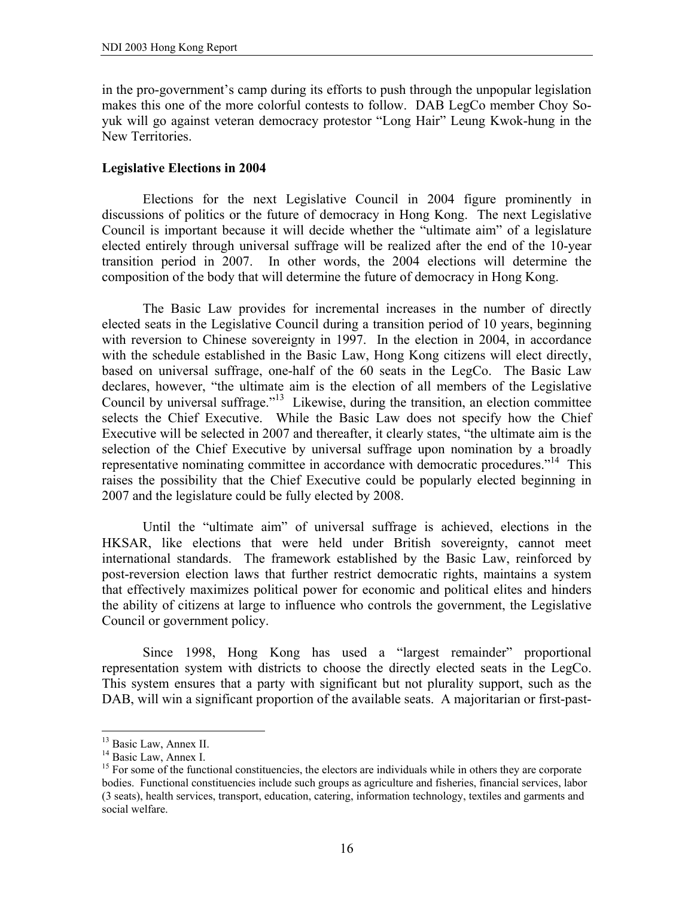in the pro-government's camp during its efforts to push through the unpopular legislation makes this one of the more colorful contests to follow. DAB LegCo member Choy So-yuk will go against veteran democracy protestor "Long Hair" Leung Kwok-hung in the New Territories.

**Legislative Elections in 2004**

Elections for the next Legislative Council in 2004 figure prominently in discussions of politics or the future of democracy in Hong Kong. The next Legislative Council is important because it will decide whether the "ultimate aim" of a legislature elected entirely through universal suffrage will be realized after the end of the 10-year transition period in 2007. In other words, the 2004 elections will determine the composition of the body that will determine the future of democracy in Hong Kong.

The Basic Law provides for incremental increases in the number of directly elected seats in the Legislative Council during a transition period of 10 years, beginning with reversion to Chinese sovereignty in 1997. In the election in 2004, in accordance with the schedule established in the Basic Law, Hong Kong citizens will elect directly, based on universal suffrage, one-half of the 60 seats in the LegCo. The Basic Law declares, however, "the ultimate aim is the election of all members of the Legislative Council by universal suffrage."[13] Likewise, during the transition, an election committee selects the Chief Executive. While the Basic Law does not specify how the Chief Executive will be selected in 2007 and thereafter, it clearly states, "the ultimate aim is the selection of the Chief Executive by universal suffrage upon nomination by a broadly representative nominating committee in accordance with democratic procedures."[14] This raises the possibility that the Chief Executive could be popularly elected beginning in 2007 and the legislature could be fully elected by 2008.

Until the "ultimate aim" of universal suffrage is achieved, elections in the HKSAR, like elections that were held under British sovereignty, cannot meet international standards. The framework established by the Basic Law, reinforced by post-reversion election laws that further restrict democratic rights, maintains a system that effectively maximizes political power for economic and political elites and hinders the ability of citizens at large to influence who controls the government, the Legislative Council or government policy.

Since 1998, Hong Kong has used a "largest remainder" proportional representation system with districts to choose the directly elected seats in the LegCo. This system ensures that a party with significant but not plurality support, such as the DAB, will win a significant proportion of the available seats. A majoritarian or first-past-

---

[13] Basic Law, Annex II.

[14] Basic Law, Annex I.

[15] For some of the functional constituencies, the electors are individuals while in others they are corporate bodies. Functional constituencies include such groups as agriculture and fisheries, financial services, labor (3 seats), health services, transport, education, catering, information technology, textiles and garments and social welfare.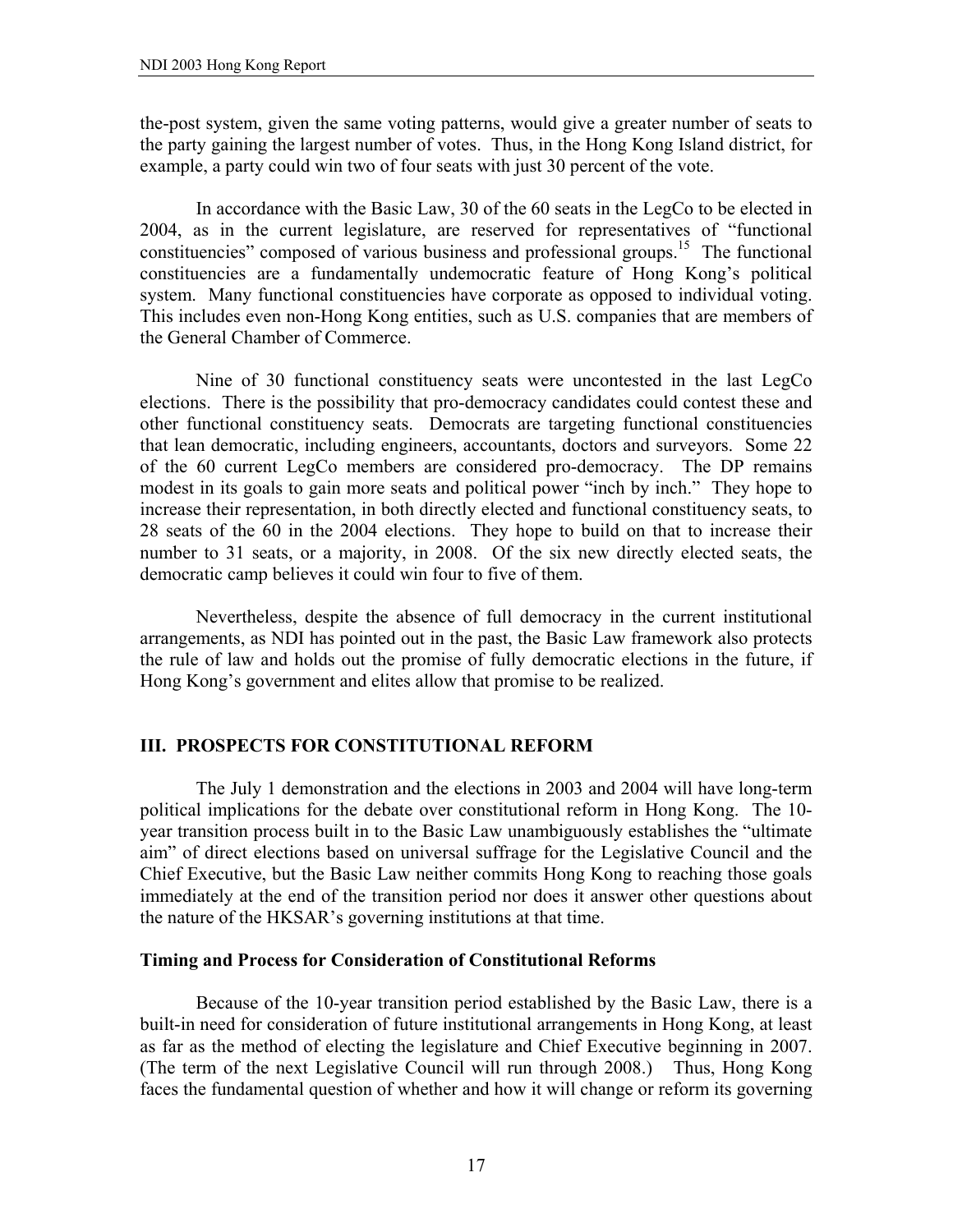the-post system, given the same voting patterns, would give a greater number of seats to the party gaining the largest number of votes. Thus, in the Hong Kong Island district, for example, a party could win two of four seats with just 30 percent of the vote.

In accordance with the Basic Law, 30 of the 60 seats in the LegCo to be elected in 2004, as in the current legislature, are reserved for representatives of "functional constituencies" composed of various business and professional groups.[15] The functional constituencies are a fundamentally undemocratic feature of Hong Kong's political system. Many functional constituencies have corporate as opposed to individual voting. This includes even non-Hong Kong entities, such as U.S. companies that are members of the General Chamber of Commerce.

Nine of 30 functional constituency seats were uncontested in the last LegCo elections. There is the possibility that pro-democracy candidates could contest these and other functional constituency seats. Democrats are targeting functional constituencies that lean democratic, including engineers, accountants, doctors and surveyors. Some 22 of the 60 current LegCo members are considered pro-democracy. The DP remains modest in its goals to gain more seats and political power "inch by inch." They hope to increase their representation, in both directly elected and functional constituency seats, to 28 seats of the 60 in the 2004 elections. They hope to build on that to increase their number to 31 seats, or a majority, in 2008. Of the six new directly elected seats, the democratic camp believes it could win four to five of them.

Nevertheless, despite the absence of full democracy in the current institutional arrangements, as NDI has pointed out in the past, the Basic Law framework also protects the rule of law and holds out the promise of fully democratic elections in the future, if Hong Kong's government and elites allow that promise to be realized.

## III. PROSPECTS FOR CONSTITUTIONAL REFORM

The July 1 demonstration and the elections in 2003 and 2004 will have long-term political implications for the debate over constitutional reform in Hong Kong. The 10-year transition process built in to the Basic Law unambiguously establishes the "ultimate aim" of direct elections based on universal suffrage for the Legislative Council and the Chief Executive, but the Basic Law neither commits Hong Kong to reaching those goals immediately at the end of the transition period nor does it answer other questions about the nature of the HKSAR's governing institutions at that time.

### Timing and Process for Consideration of Constitutional Reforms

Because of the 10-year transition period established by the Basic Law, there is a built-in need for consideration of future institutional arrangements in Hong Kong, at least as far as the method of electing the legislature and Chief Executive beginning in 2007. (The term of the next Legislative Council will run through 2008.) Thus, Hong Kong faces the fundamental question of whether and how it will change or reform its governing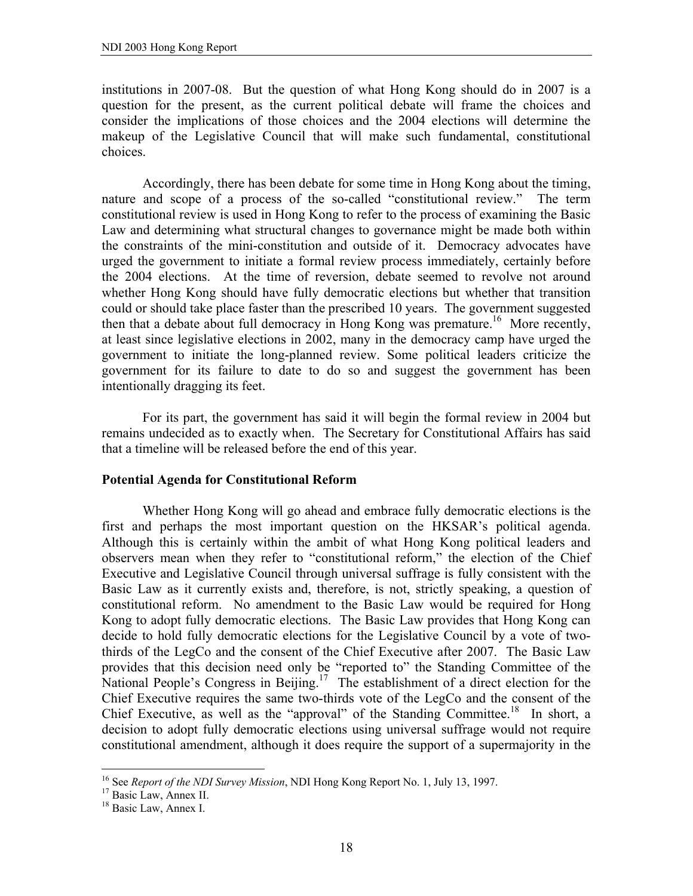institutions in 2007-08. But the question of what Hong Kong should do in 2007 is a question for the present, as the current political debate will frame the choices and consider the implications of those choices and the 2004 elections will determine the makeup of the Legislative Council that will make such fundamental, constitutional choices.

Accordingly, there has been debate for some time in Hong Kong about the timing, nature and scope of a process of the so-called "constitutional review." The term constitutional review is used in Hong Kong to refer to the process of examining the Basic Law and determining what structural changes to governance might be made both within the constraints of the mini-constitution and outside of it. Democracy advocates have urged the government to initiate a formal review process immediately, certainly before the 2004 elections. At the time of reversion, debate seemed to revolve not around whether Hong Kong should have fully democratic elections but whether that transition could or should take place faster than the prescribed 10 years. The government suggested then that a debate about full democracy in Hong Kong was premature.[16] More recently, at least since legislative elections in 2002, many in the democracy camp have urged the government to initiate the long-planned review. Some political leaders criticize the government for its failure to date to do so and suggest the government has been intentionally dragging its feet.

For its part, the government has said it will begin the formal review in 2004 but remains undecided as to exactly when. The Secretary for Constitutional Affairs has said that a timeline will be released before the end of this year.

**Potential Agenda for Constitutional Reform**

Whether Hong Kong will go ahead and embrace fully democratic elections is the first and perhaps the most important question on the HKSAR's political agenda. Although this is certainly within the ambit of what Hong Kong political leaders and observers mean when they refer to "constitutional reform," the election of the Chief Executive and Legislative Council through universal suffrage is fully consistent with the Basic Law as it currently exists and, therefore, is not, strictly speaking, a question of constitutional reform. No amendment to the Basic Law would be required for Hong Kong to adopt fully democratic elections. The Basic Law provides that Hong Kong can decide to hold fully democratic elections for the Legislative Council by a vote of two-thirds of the LegCo and the consent of the Chief Executive after 2007. The Basic Law provides that this decision need only be "reported to" the Standing Committee of the National People's Congress in Beijing.[17] The establishment of a direct election for the Chief Executive requires the same two-thirds vote of the LegCo and the consent of the Chief Executive, as well as the "approval" of the Standing Committee.[18] In short, a decision to adopt fully democratic elections using universal suffrage would not require constitutional amendment, although it does require the support of a supermajority in the

---

[16] See *Report of the NDI Survey Mission*, NDI Hong Kong Report No. 1, July 13, 1997.

[17] Basic Law, Annex II.

[18] Basic Law, Annex I.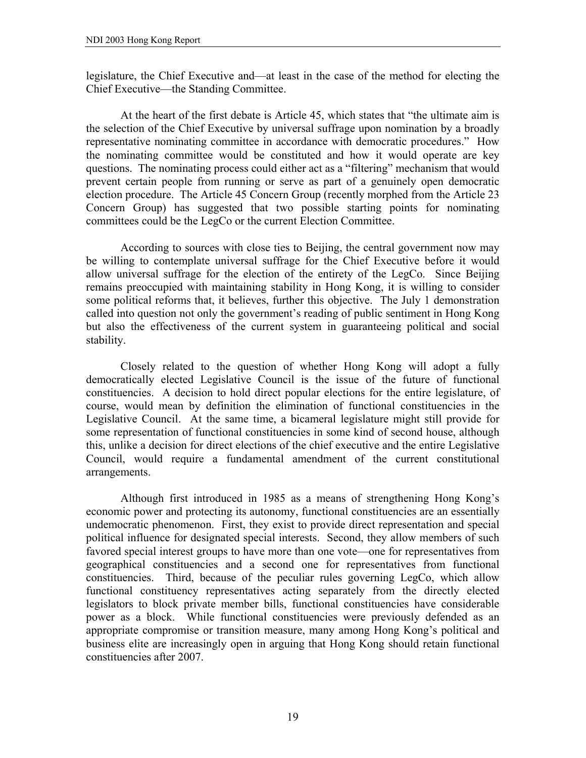legislature, the Chief Executive and—at least in the case of the method for electing the Chief Executive—the Standing Committee.

At the heart of the first debate is Article 45, which states that "the ultimate aim is the selection of the Chief Executive by universal suffrage upon nomination by a broadly representative nominating committee in accordance with democratic procedures." How the nominating committee would be constituted and how it would operate are key questions. The nominating process could either act as a "filtering" mechanism that would prevent certain people from running or serve as part of a genuinely open democratic election procedure. The Article 45 Concern Group (recently morphed from the Article 23 Concern Group) has suggested that two possible starting points for nominating committees could be the LegCo or the current Election Committee.

According to sources with close ties to Beijing, the central government now may be willing to contemplate universal suffrage for the Chief Executive before it would allow universal suffrage for the election of the entirety of the LegCo. Since Beijing remains preoccupied with maintaining stability in Hong Kong, it is willing to consider some political reforms that, it believes, further this objective. The July 1 demonstration called into question not only the government's reading of public sentiment in Hong Kong but also the effectiveness of the current system in guaranteeing political and social stability.

Closely related to the question of whether Hong Kong will adopt a fully democratically elected Legislative Council is the issue of the future of functional constituencies. A decision to hold direct popular elections for the entire legislature, of course, would mean by definition the elimination of functional constituencies in the Legislative Council. At the same time, a bicameral legislature might still provide for some representation of functional constituencies in some kind of second house, although this, unlike a decision for direct elections of the chief executive and the entire Legislative Council, would require a fundamental amendment of the current constitutional arrangements.

Although first introduced in 1985 as a means of strengthening Hong Kong's economic power and protecting its autonomy, functional constituencies are an essentially undemocratic phenomenon. First, they exist to provide direct representation and special political influence for designated special interests. Second, they allow members of such favored special interest groups to have more than one vote—one for representatives from geographical constituencies and a second one for representatives from functional constituencies. Third, because of the peculiar rules governing LegCo, which allow functional constituency representatives acting separately from the directly elected legislators to block private member bills, functional constituencies have considerable power as a block. While functional constituencies were previously defended as an appropriate compromise or transition measure, many among Hong Kong's political and business elite are increasingly open in arguing that Hong Kong should retain functional constituencies after 2007.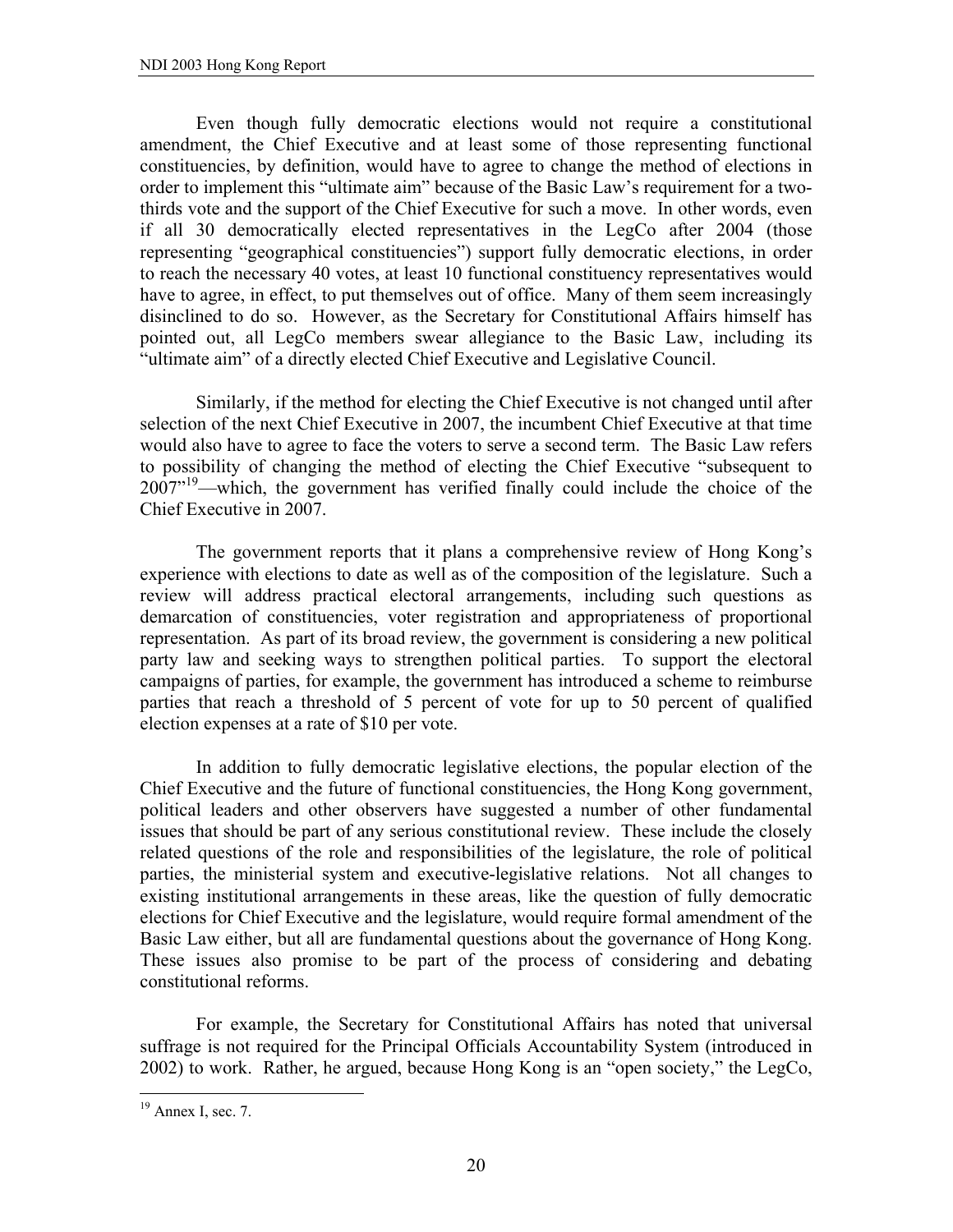Even though fully democratic elections would not require a constitutional amendment, the Chief Executive and at least some of those representing functional constituencies, by definition, would have to agree to change the method of elections in order to implement this "ultimate aim" because of the Basic Law's requirement for a two-thirds vote and the support of the Chief Executive for such a move. In other words, even if all 30 democratically elected representatives in the LegCo after 2004 (those representing "geographical constituencies") support fully democratic elections, in order to reach the necessary 40 votes, at least 10 functional constituency representatives would have to agree, in effect, to put themselves out of office. Many of them seem increasingly disinclined to do so. However, as the Secretary for Constitutional Affairs himself has pointed out, all LegCo members swear allegiance to the Basic Law, including its "ultimate aim" of a directly elected Chief Executive and Legislative Council.

Similarly, if the method for electing the Chief Executive is not changed until after selection of the next Chief Executive in 2007, the incumbent Chief Executive at that time would also have to agree to face the voters to serve a second term. The Basic Law refers to possibility of changing the method of electing the Chief Executive "subsequent to 2007"[19]—which, the government has verified finally could include the choice of the Chief Executive in 2007.

The government reports that it plans a comprehensive review of Hong Kong's experience with elections to date as well as of the composition of the legislature. Such a review will address practical electoral arrangements, including such questions as demarcation of constituencies, voter registration and appropriateness of proportional representation. As part of its broad review, the government is considering a new political party law and seeking ways to strengthen political parties. To support the electoral campaigns of parties, for example, the government has introduced a scheme to reimburse parties that reach a threshold of 5 percent of vote for up to 50 percent of qualified election expenses at a rate of $10 per vote.

In addition to fully democratic legislative elections, the popular election of the Chief Executive and the future of functional constituencies, the Hong Kong government, political leaders and other observers have suggested a number of other fundamental issues that should be part of any serious constitutional review. These include the closely related questions of the role and responsibilities of the legislature, the role of political parties, the ministerial system and executive-legislative relations. Not all changes to existing institutional arrangements in these areas, like the question of fully democratic elections for Chief Executive and the legislature, would require formal amendment of the Basic Law either, but all are fundamental questions about the governance of Hong Kong. These issues also promise to be part of the process of considering and debating constitutional reforms.

For example, the Secretary for Constitutional Affairs has noted that universal suffrage is not required for the Principal Officials Accountability System (introduced in 2002) to work. Rather, he argued, because Hong Kong is an "open society," the LegCo,

[19] Annex I, sec. 7.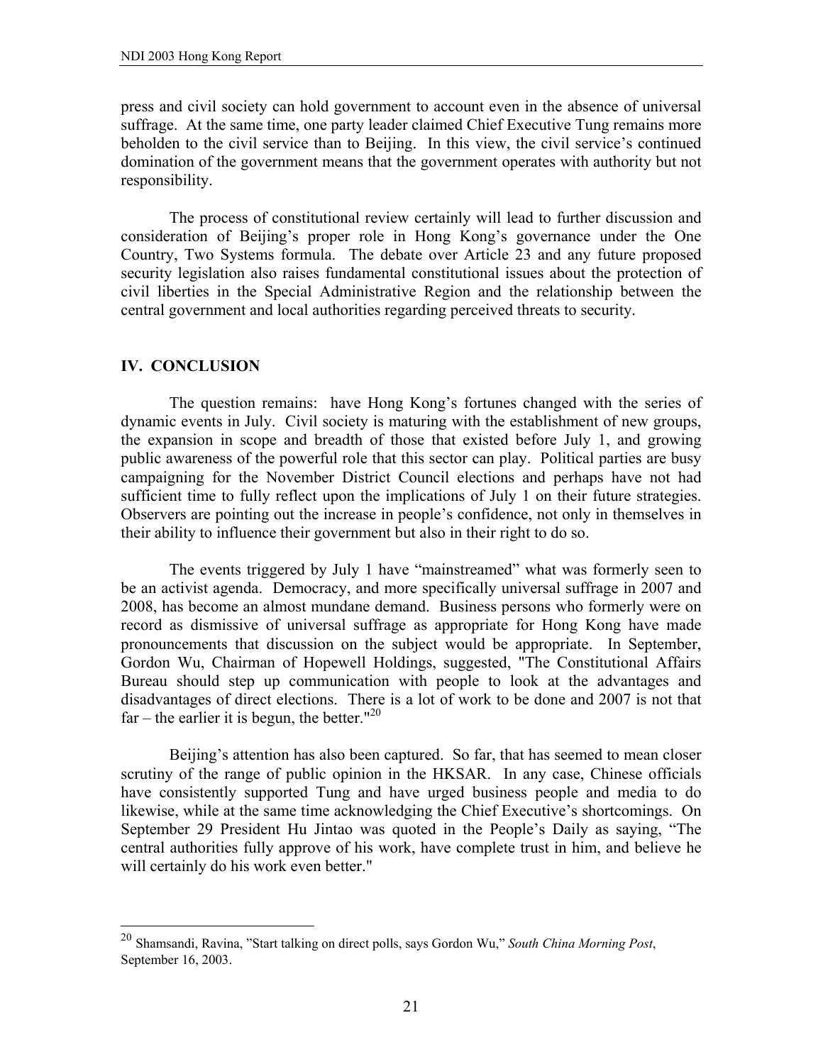press and civil society can hold government to account even in the absence of universal suffrage. At the same time, one party leader claimed Chief Executive Tung remains more beholden to the civil service than to Beijing. In this view, the civil service's continued domination of the government means that the government operates with authority but not responsibility.

The process of constitutional review certainly will lead to further discussion and consideration of Beijing's proper role in Hong Kong's governance under the One Country, Two Systems formula. The debate over Article 23 and any future proposed security legislation also raises fundamental constitutional issues about the protection of civil liberties in the Special Administrative Region and the relationship between the central government and local authorities regarding perceived threats to security.

## IV. CONCLUSION

The question remains: have Hong Kong's fortunes changed with the series of dynamic events in July. Civil society is maturing with the establishment of new groups, the expansion in scope and breadth of those that existed before July 1, and growing public awareness of the powerful role that this sector can play. Political parties are busy campaigning for the November District Council elections and perhaps have not had sufficient time to fully reflect upon the implications of July 1 on their future strategies. Observers are pointing out the increase in people's confidence, not only in themselves in their ability to influence their government but also in their right to do so.

The events triggered by July 1 have "mainstreamed" what was formerly seen to be an activist agenda. Democracy, and more specifically universal suffrage in 2007 and 2008, has become an almost mundane demand. Business persons who formerly were on record as dismissive of universal suffrage as appropriate for Hong Kong have made pronouncements that discussion on the subject would be appropriate. In September, Gordon Wu, Chairman of Hopewell Holdings, suggested, "The Constitutional Affairs Bureau should step up communication with people to look at the advantages and disadvantages of direct elections. There is a lot of work to be done and 2007 is not that far – the earlier it is begun, the better."[20]

Beijing's attention has also been captured. So far, that has seemed to mean closer scrutiny of the range of public opinion in the HKSAR. In any case, Chinese officials have consistently supported Tung and have urged business people and media to do likewise, while at the same time acknowledging the Chief Executive's shortcomings. On September 29 President Hu Jintao was quoted in the People's Daily as saying, "The central authorities fully approve of his work, have complete trust in him, and believe he will certainly do his work even better."

---

[20] Shamsandi, Ravina, "Start talking on direct polls, says Gordon Wu," *South China Morning Post*, September 16, 2003.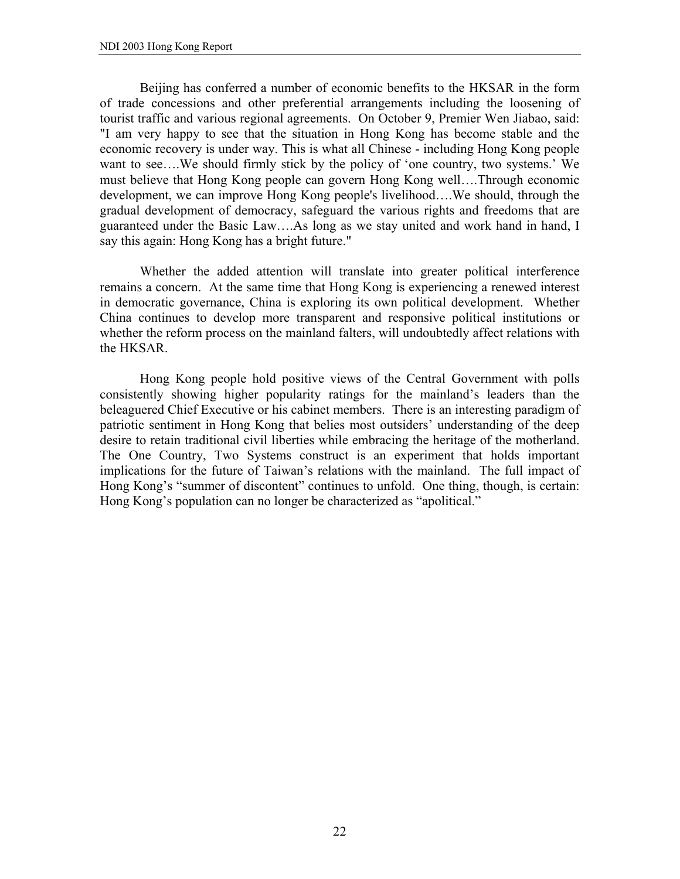Beijing has conferred a number of economic benefits to the HKSAR in the form of trade concessions and other preferential arrangements including the loosening of tourist traffic and various regional agreements. On October 9, Premier Wen Jiabao, said: "I am very happy to see that the situation in Hong Kong has become stable and the economic recovery is under way. This is what all Chinese - including Hong Kong people want to see….We should firmly stick by the policy of 'one country, two systems.' We must believe that Hong Kong people can govern Hong Kong well….Through economic development, we can improve Hong Kong people's livelihood….We should, through the gradual development of democracy, safeguard the various rights and freedoms that are guaranteed under the Basic Law….As long as we stay united and work hand in hand, I say this again: Hong Kong has a bright future."

Whether the added attention will translate into greater political interference remains a concern. At the same time that Hong Kong is experiencing a renewed interest in democratic governance, China is exploring its own political development. Whether China continues to develop more transparent and responsive political institutions or whether the reform process on the mainland falters, will undoubtedly affect relations with the HKSAR.

Hong Kong people hold positive views of the Central Government with polls consistently showing higher popularity ratings for the mainland's leaders than the beleaguered Chief Executive or his cabinet members. There is an interesting paradigm of patriotic sentiment in Hong Kong that belies most outsiders' understanding of the deep desire to retain traditional civil liberties while embracing the heritage of the motherland. The One Country, Two Systems construct is an experiment that holds important implications for the future of Taiwan's relations with the mainland. The full impact of Hong Kong's "summer of discontent" continues to unfold. One thing, though, is certain: Hong Kong's population can no longer be characterized as "apolitical."